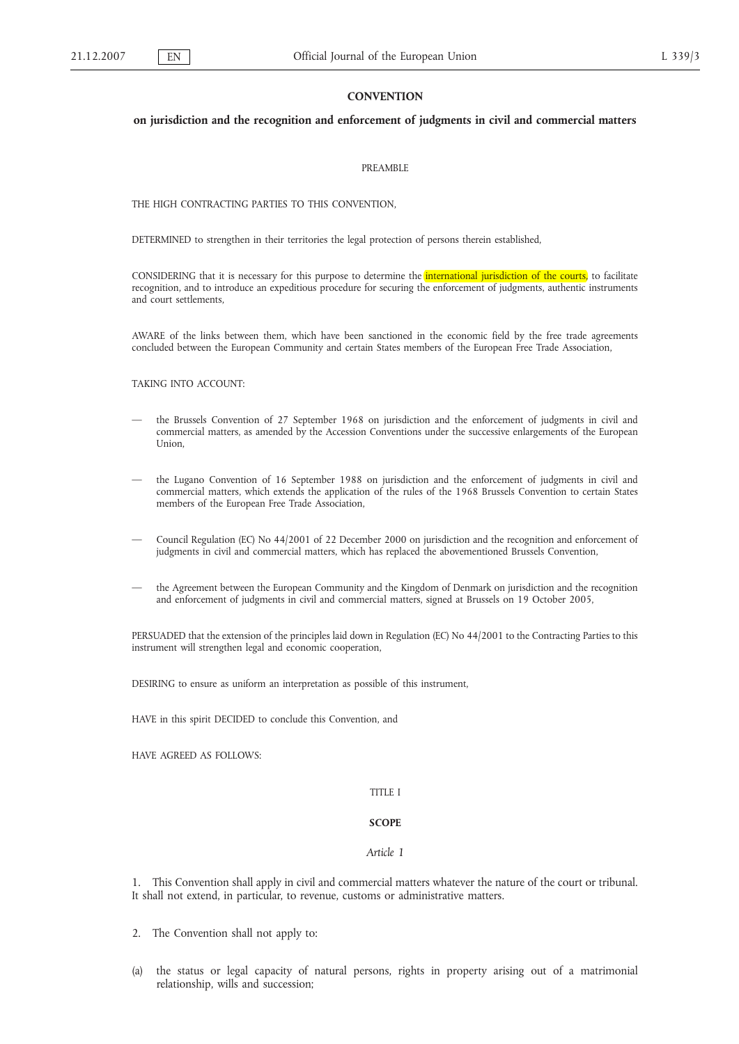# CONVENTION

## on jurisdiction and the recognition and enforcement of judgments in civil and commercial matters

PREAMBLE

THE HIGH CONTRACTING PARTIES TO THIS CONVENTION,

DETERMINED to strengthen in their territories the legal protection of persons therein established,

CONSIDERING that it is necessary for this purpose to determine the international jurisdiction of the courts, to facilitate recognition, and to introduce an expeditious procedure for securing the enforcement of judgments, authentic instruments and court settlements,

AWARE of the links between them, which have been sanctioned in the economic field by the free trade agreements concluded between the European Community and certain States members of the European Free Trade Association,

TAKING INTO ACCOUNT:

- the Brussels Convention of 27 September 1968 on jurisdiction and the enforcement of judgments in civil and commercial matters, as amended by the Accession Conventions under the successive enlargements of the European Union,
- the Lugano Convention of 16 September 1988 on jurisdiction and the enforcement of judgments in civil and commercial matters, which extends the application of the rules of the 1968 Brussels Convention to certain States members of the European Free Trade Association,
- Council Regulation (EC) No 44/2001 of 22 December 2000 on jurisdiction and the recognition and enforcement of judgments in civil and commercial matters, which has replaced the abovementioned Brussels Convention,
- the Agreement between the European Community and the Kingdom of Denmark on jurisdiction and the recognition and enforcement of judgments in civil and commercial matters, signed at Brussels on 19 October 2005,

PERSUADED that the extension of the principles laid down in Regulation (EC) No 44/2001 to the Contracting Parties to this instrument will strengthen legal and economic cooperation,

DESIRING to ensure as uniform an interpretation as possible of this instrument,

HAVE in this spirit DECIDED to conclude this Convention, and

HAVE AGREED AS FOLLOWS:

TITLE I

**SCOPE**

*Article 1*

1. This Convention shall apply in civil and commercial matters whatever the nature of the court or tribunal. It shall not extend, in particular, to revenue, customs or administrative matters.

2. The Convention shall not apply to:

(a) the status or legal capacity of natural persons, rights in property arising out of a matrimonial relationship, wills and succession;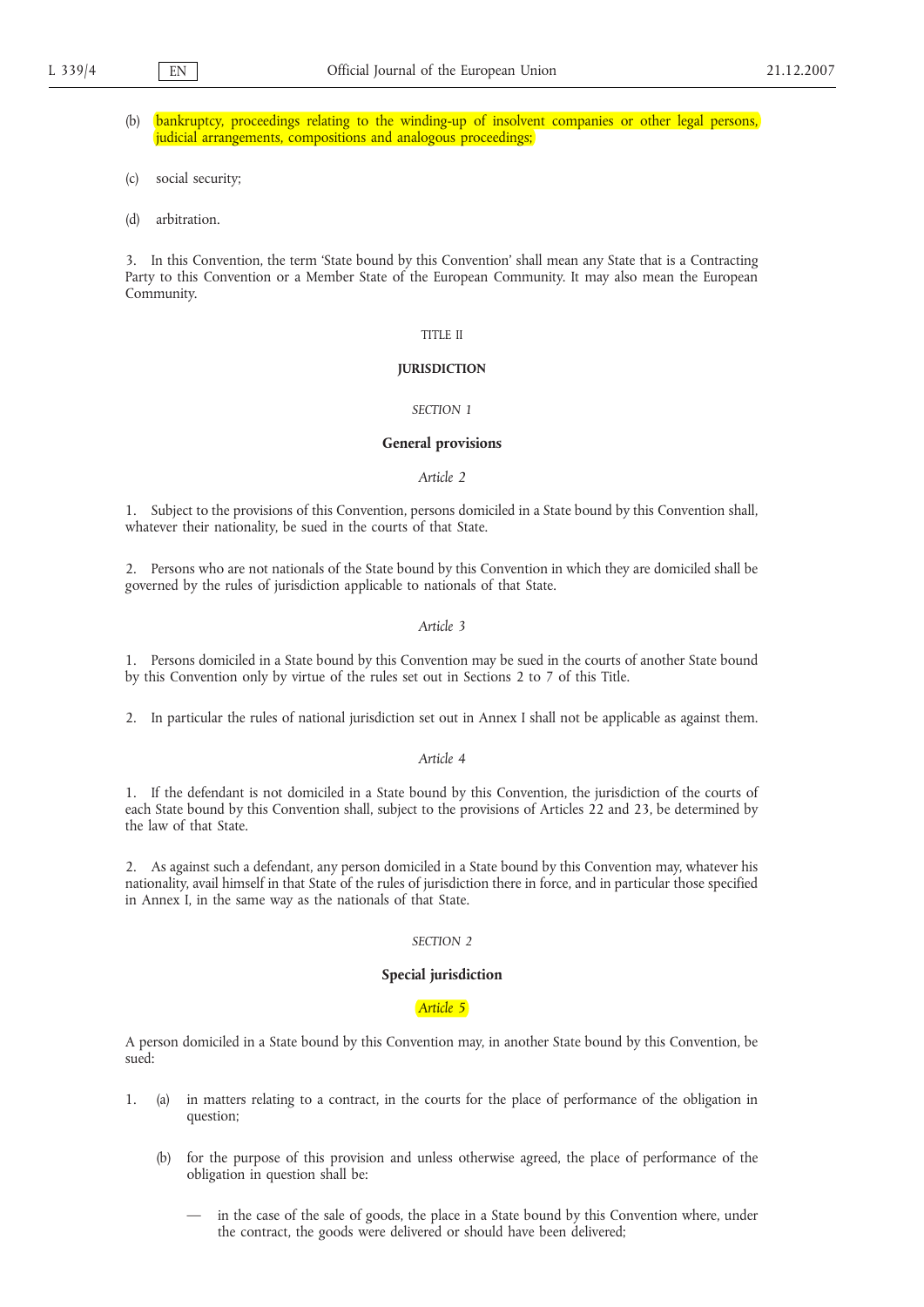(b) bankruptcy, proceedings relating to the winding-up of insolvent companies or other legal persons, judicial arrangements, compositions and analogous proceedings;

(c) social security;

(d) arbitration.

3. In this Convention, the term 'State bound by this Convention' shall mean any State that is a Contracting Party to this Convention or a Member State of the European Community. It may also mean the European Community.

TITLE II

**JURISDICTION**

*SECTION 1*

**General provisions**

*Article 2*

1. Subject to the provisions of this Convention, persons domiciled in a State bound by this Convention shall, whatever their nationality, be sued in the courts of that State.

2. Persons who are not nationals of the State bound by this Convention in which they are domiciled shall be governed by the rules of jurisdiction applicable to nationals of that State.

*Article 3*

1. Persons domiciled in a State bound by this Convention may be sued in the courts of another State bound by this Convention only by virtue of the rules set out in Sections 2 to 7 of this Title.

2. In particular the rules of national jurisdiction set out in Annex I shall not be applicable as against them.

*Article 4*

1. If the defendant is not domiciled in a State bound by this Convention, the jurisdiction of the courts of each State bound by this Convention shall, subject to the provisions of Articles 22 and 23, be determined by the law of that State.

2. As against such a defendant, any person domiciled in a State bound by this Convention may, whatever his nationality, avail himself in that State of the rules of jurisdiction there in force, and in particular those specified in Annex I, in the same way as the nationals of that State.

*SECTION 2*

**Special jurisdiction**

*Article 5*

A person domiciled in a State bound by this Convention may, in another State bound by this Convention, be sued:

1. (a) in matters relating to a contract, in the courts for the place of performance of the obligation in question;

   (b) for the purpose of this provision and unless otherwise agreed, the place of performance of the obligation in question shall be:

   — in the case of the sale of goods, the place in a State bound by this Convention where, under the contract, the goods were delivered or should have been delivered;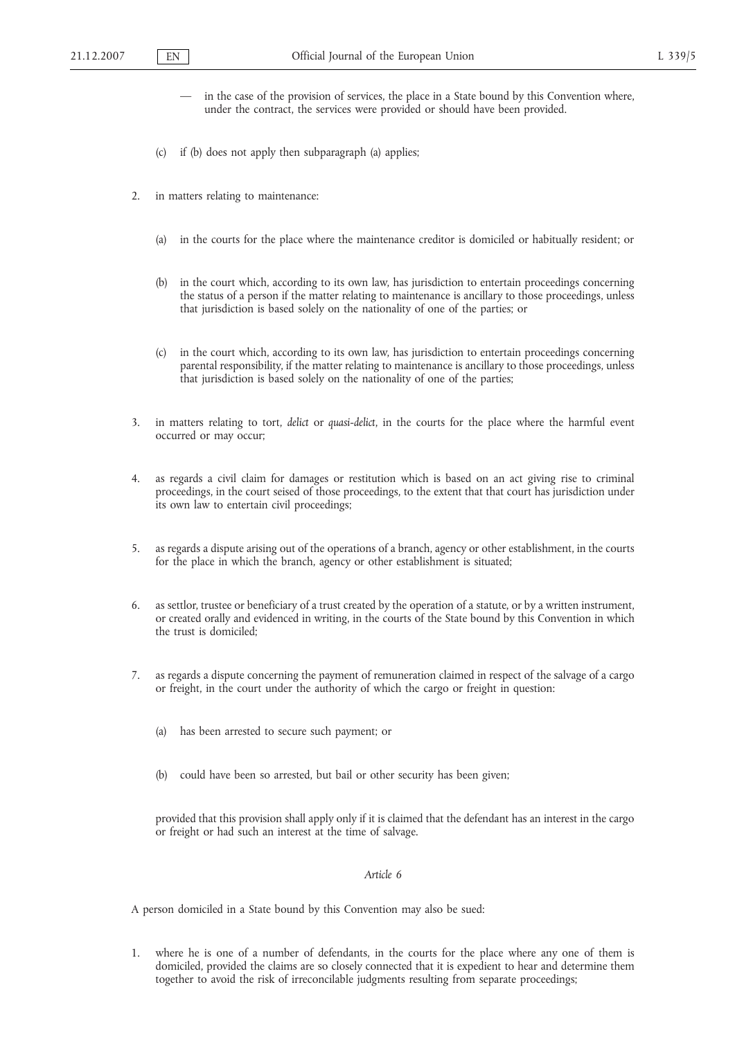— in the case of the provision of services, the place in a State bound by this Convention where, under the contract, the services were provided or should have been provided.

(c) if (b) does not apply then subparagraph (a) applies;

2. in matters relating to maintenance:

   (a) in the courts for the place where the maintenance creditor is domiciled or habitually resident; or

   (b) in the court which, according to its own law, has jurisdiction to entertain proceedings concerning the status of a person if the matter relating to maintenance is ancillary to those proceedings, unless that jurisdiction is based solely on the nationality of one of the parties; or

   (c) in the court which, according to its own law, has jurisdiction to entertain proceedings concerning parental responsibility, if the matter relating to maintenance is ancillary to those proceedings, unless that jurisdiction is based solely on the nationality of one of the parties;

3. in matters relating to tort, *delict* or *quasi-delict*, in the courts for the place where the harmful event occurred or may occur;

4. as regards a civil claim for damages or restitution which is based on an act giving rise to criminal proceedings, in the court seised of those proceedings, to the extent that that court has jurisdiction under its own law to entertain civil proceedings;

5. as regards a dispute arising out of the operations of a branch, agency or other establishment, in the courts for the place in which the branch, agency or other establishment is situated;

6. as settlor, trustee or beneficiary of a trust created by the operation of a statute, or by a written instrument, or created orally and evidenced in writing, in the courts of the State bound by this Convention in which the trust is domiciled;

7. as regards a dispute concerning the payment of remuneration claimed in respect of the salvage of a cargo or freight, in the court under the authority of which the cargo or freight in question:

   (a) has been arrested to secure such payment; or

   (b) could have been so arrested, but bail or other security has been given;

   provided that this provision shall apply only if it is claimed that the defendant has an interest in the cargo or freight or had such an interest at the time of salvage.

*Article 6*

A person domiciled in a State bound by this Convention may also be sued:

1. where he is one of a number of defendants, in the courts for the place where any one of them is domiciled, provided the claims are so closely connected that it is expedient to hear and determine them together to avoid the risk of irreconcilable judgments resulting from separate proceedings;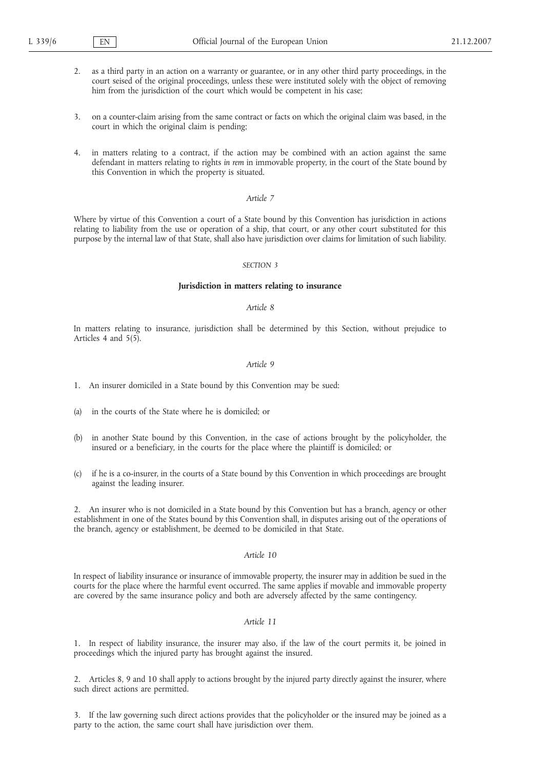2. as a third party in an action on a warranty or guarantee, or in any other third party proceedings, in the court seised of the original proceedings, unless these were instituted solely with the object of removing him from the jurisdiction of the court which would be competent in his case;

3. on a counter-claim arising from the same contract or facts on which the original claim was based, in the court in which the original claim is pending;

4. in matters relating to a contract, if the action may be combined with an action against the same defendant in matters relating to rights *in rem* in immovable property, in the court of the State bound by this Convention in which the property is situated.

*Article 7*

Where by virtue of this Convention a court of a State bound by this Convention has jurisdiction in actions relating to liability from the use or operation of a ship, that court, or any other court substituted for this purpose by the internal law of that State, shall also have jurisdiction over claims for limitation of such liability.

*SECTION 3*

**Jurisdiction in matters relating to insurance**

*Article 8*

In matters relating to insurance, jurisdiction shall be determined by this Section, without prejudice to Articles 4 and 5(5).

*Article 9*

1. An insurer domiciled in a State bound by this Convention may be sued:

(a) in the courts of the State where he is domiciled; or

(b) in another State bound by this Convention, in the case of actions brought by the policyholder, the insured or a beneficiary, in the courts for the place where the plaintiff is domiciled; or

(c) if he is a co-insurer, in the courts of a State bound by this Convention in which proceedings are brought against the leading insurer.

2. An insurer who is not domiciled in a State bound by this Convention but has a branch, agency or other establishment in one of the States bound by this Convention shall, in disputes arising out of the operations of the branch, agency or establishment, be deemed to be domiciled in that State.

*Article 10*

In respect of liability insurance or insurance of immovable property, the insurer may in addition be sued in the courts for the place where the harmful event occurred. The same applies if movable and immovable property are covered by the same insurance policy and both are adversely affected by the same contingency.

*Article 11*

1. In respect of liability insurance, the insurer may also, if the law of the court permits it, be joined in proceedings which the injured party has brought against the insured.

2. Articles 8, 9 and 10 shall apply to actions brought by the injured party directly against the insurer, where such direct actions are permitted.

3. If the law governing such direct actions provides that the policyholder or the insured may be joined as a party to the action, the same court shall have jurisdiction over them.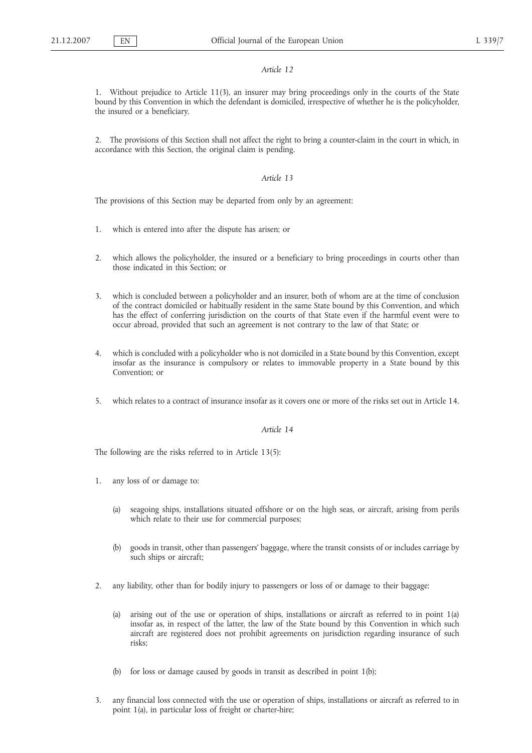*Article 12*

1. Without prejudice to Article 11(3), an insurer may bring proceedings only in the courts of the State bound by this Convention in which the defendant is domiciled, irrespective of whether he is the policyholder, the insured or a beneficiary.

2. The provisions of this Section shall not affect the right to bring a counter-claim in the court in which, in accordance with this Section, the original claim is pending.

*Article 13*

The provisions of this Section may be departed from only by an agreement:

1. which is entered into after the dispute has arisen; or

2. which allows the policyholder, the insured or a beneficiary to bring proceedings in courts other than those indicated in this Section; or

3. which is concluded between a policyholder and an insurer, both of whom are at the time of conclusion of the contract domiciled or habitually resident in the same State bound by this Convention, and which has the effect of conferring jurisdiction on the courts of that State even if the harmful event were to occur abroad, provided that such an agreement is not contrary to the law of that State; or

4. which is concluded with a policyholder who is not domiciled in a State bound by this Convention, except insofar as the insurance is compulsory or relates to immovable property in a State bound by this Convention; or

5. which relates to a contract of insurance insofar as it covers one or more of the risks set out in Article 14.

*Article 14*

The following are the risks referred to in Article 13(5):

1. any loss of or damage to:

   (a) seagoing ships, installations situated offshore or on the high seas, or aircraft, arising from perils which relate to their use for commercial purposes;

   (b) goods in transit, other than passengers' baggage, where the transit consists of or includes carriage by such ships or aircraft;

2. any liability, other than for bodily injury to passengers or loss of or damage to their baggage:

   (a) arising out of the use or operation of ships, installations or aircraft as referred to in point 1(a) insofar as, in respect of the latter, the law of the State bound by this Convention in which such aircraft are registered does not prohibit agreements on jurisdiction regarding insurance of such risks;

   (b) for loss or damage caused by goods in transit as described in point 1(b);

3. any financial loss connected with the use or operation of ships, installations or aircraft as referred to in point 1(a), in particular loss of freight or charter-hire;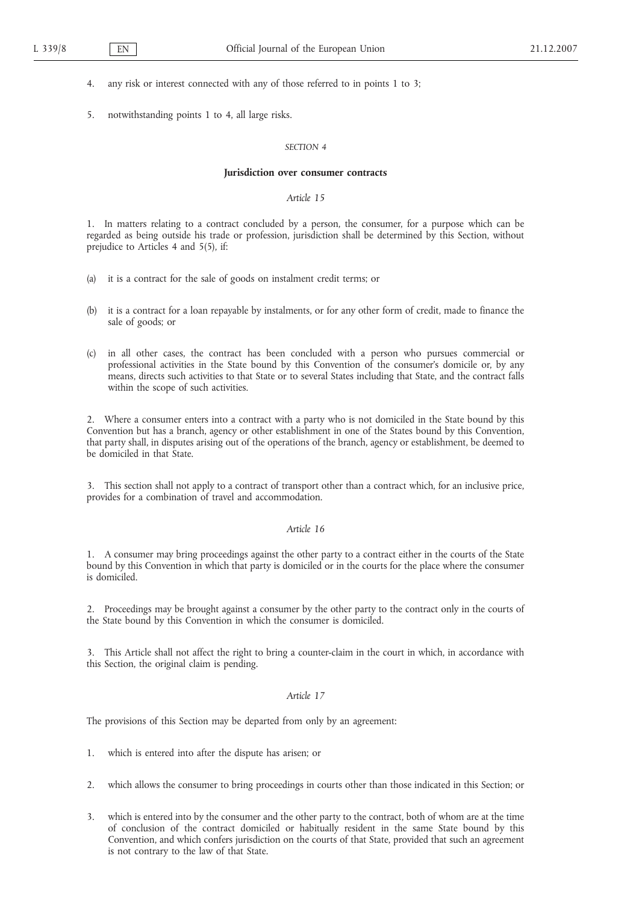4. any risk or interest connected with any of those referred to in points 1 to 3;

5. notwithstanding points 1 to 4, all large risks.

*SECTION 4*

**Jurisdiction over consumer contracts**

*Article 15*

1. In matters relating to a contract concluded by a person, the consumer, for a purpose which can be regarded as being outside his trade or profession, jurisdiction shall be determined by this Section, without prejudice to Articles 4 and 5(5), if:

(a) it is a contract for the sale of goods on instalment credit terms; or

(b) it is a contract for a loan repayable by instalments, or for any other form of credit, made to finance the sale of goods; or

(c) in all other cases, the contract has been concluded with a person who pursues commercial or professional activities in the State bound by this Convention of the consumer's domicile or, by any means, directs such activities to that State or to several States including that State, and the contract falls within the scope of such activities.

2. Where a consumer enters into a contract with a party who is not domiciled in the State bound by this Convention but has a branch, agency or other establishment in one of the States bound by this Convention, that party shall, in disputes arising out of the operations of the branch, agency or establishment, be deemed to be domiciled in that State.

3. This section shall not apply to a contract of transport other than a contract which, for an inclusive price, provides for a combination of travel and accommodation.

*Article 16*

1. A consumer may bring proceedings against the other party to a contract either in the courts of the State bound by this Convention in which that party is domiciled or in the courts for the place where the consumer is domiciled.

2. Proceedings may be brought against a consumer by the other party to the contract only in the courts of the State bound by this Convention in which the consumer is domiciled.

3. This Article shall not affect the right to bring a counter-claim in the court in which, in accordance with this Section, the original claim is pending.

*Article 17*

The provisions of this Section may be departed from only by an agreement:

1. which is entered into after the dispute has arisen; or

2. which allows the consumer to bring proceedings in courts other than those indicated in this Section; or

3. which is entered into by the consumer and the other party to the contract, both of whom are at the time of conclusion of the contract domiciled or habitually resident in the same State bound by this Convention, and which confers jurisdiction on the courts of that State, provided that such an agreement is not contrary to the law of that State.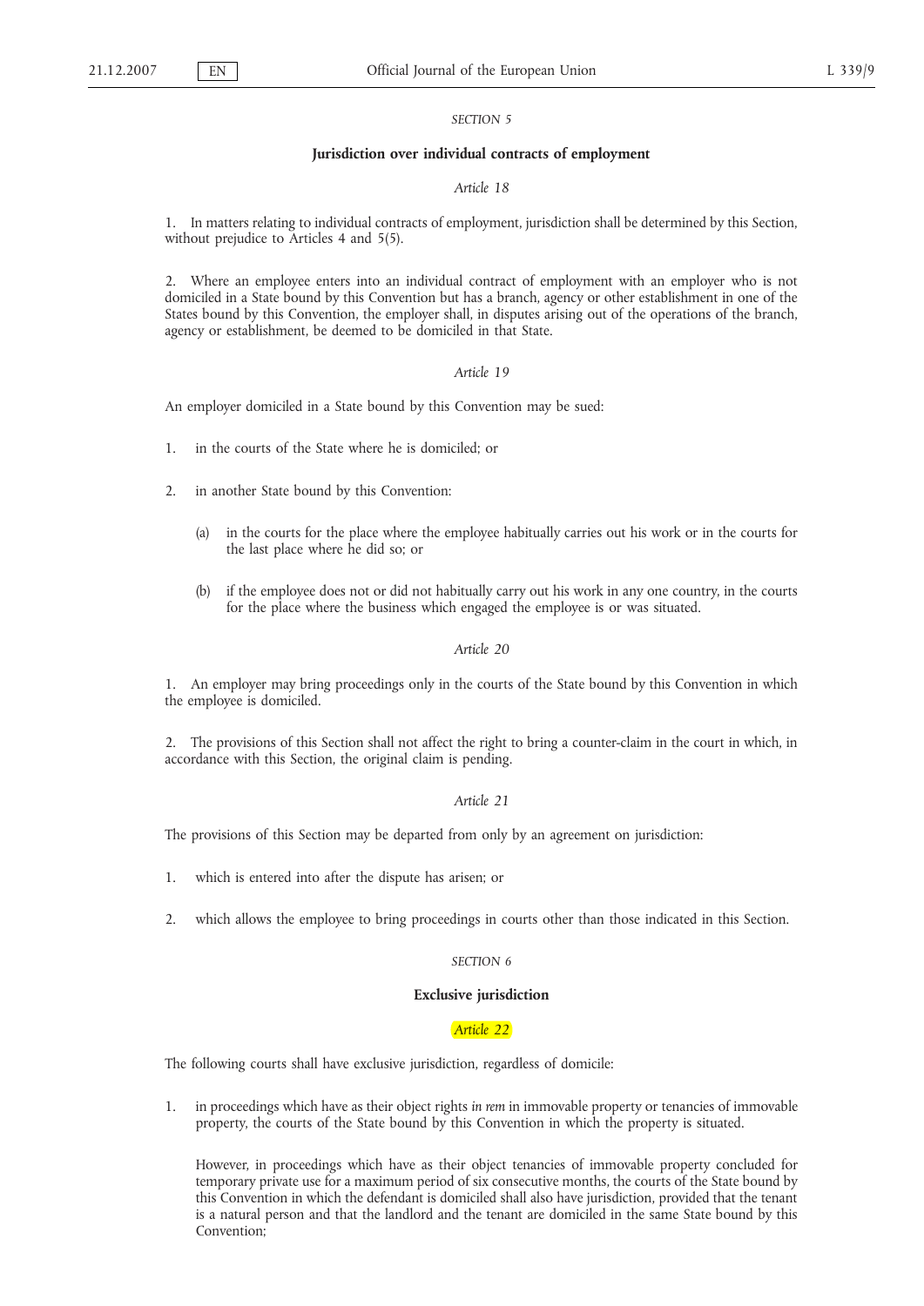*SECTION 5*

**Jurisdiction over individual contracts of employment**

*Article 18*

1. In matters relating to individual contracts of employment, jurisdiction shall be determined by this Section, without prejudice to Articles 4 and 5(5).

2. Where an employee enters into an individual contract of employment with an employer who is not domiciled in a State bound by this Convention but has a branch, agency or other establishment in one of the States bound by this Convention, the employer shall, in disputes arising out of the operations of the branch, agency or establishment, be deemed to be domiciled in that State.

*Article 19*

An employer domiciled in a State bound by this Convention may be sued:

1. in the courts of the State where he is domiciled; or

2. in another State bound by this Convention:

   (a) in the courts for the place where the employee habitually carries out his work or in the courts for the last place where he did so; or

   (b) if the employee does not or did not habitually carry out his work in any one country, in the courts for the place where the business which engaged the employee is or was situated.

*Article 20*

1. An employer may bring proceedings only in the courts of the State bound by this Convention in which the employee is domiciled.

2. The provisions of this Section shall not affect the right to bring a counter-claim in the court in which, in accordance with this Section, the original claim is pending.

*Article 21*

The provisions of this Section may be departed from only by an agreement on jurisdiction:

1. which is entered into after the dispute has arisen; or

2. which allows the employee to bring proceedings in courts other than those indicated in this Section.

*SECTION 6*

**Exclusive jurisdiction**

*Article 22*

The following courts shall have exclusive jurisdiction, regardless of domicile:

1. in proceedings which have as their object rights *in rem* in immovable property or tenancies of immovable property, the courts of the State bound by this Convention in which the property is situated.

   However, in proceedings which have as their object tenancies of immovable property concluded for temporary private use for a maximum period of six consecutive months, the courts of the State bound by this Convention in which the defendant is domiciled shall also have jurisdiction, provided that the tenant is a natural person and that the landlord and the tenant are domiciled in the same State bound by this Convention;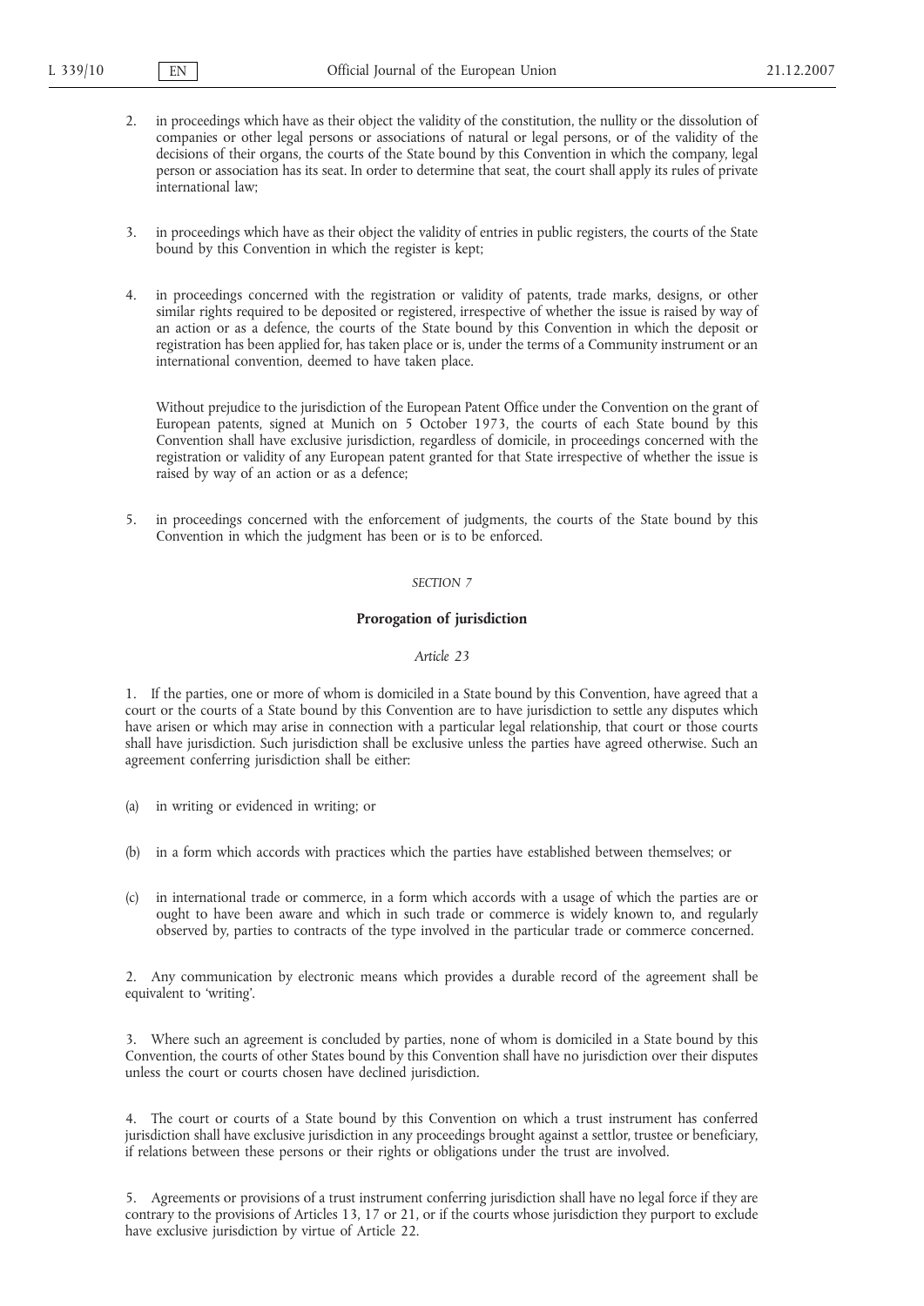2. in proceedings which have as their object the validity of the constitution, the nullity or the dissolution of companies or other legal persons or associations of natural or legal persons, or of the validity of the decisions of their organs, the courts of the State bound by this Convention in which the company, legal person or association has its seat. In order to determine that seat, the court shall apply its rules of private international law;

3. in proceedings which have as their object the validity of entries in public registers, the courts of the State bound by this Convention in which the register is kept;

4. in proceedings concerned with the registration or validity of patents, trade marks, designs, or other similar rights required to be deposited or registered, irrespective of whether the issue is raised by way of an action or as a defence, the courts of the State bound by this Convention in which the deposit or registration has been applied for, has taken place or is, under the terms of a Community instrument or an international convention, deemed to have taken place.

   Without prejudice to the jurisdiction of the European Patent Office under the Convention on the grant of European patents, signed at Munich on 5 October 1973, the courts of each State bound by this Convention shall have exclusive jurisdiction, regardless of domicile, in proceedings concerned with the registration or validity of any European patent granted for that State irrespective of whether the issue is raised by way of an action or as a defence;

5. in proceedings concerned with the enforcement of judgments, the courts of the State bound by this Convention in which the judgment has been or is to be enforced.

*SECTION 7*

**Prorogation of jurisdiction**

*Article 23*

1. If the parties, one or more of whom is domiciled in a State bound by this Convention, have agreed that a court or the courts of a State bound by this Convention are to have jurisdiction to settle any disputes which have arisen or which may arise in connection with a particular legal relationship, that court or those courts shall have jurisdiction. Such jurisdiction shall be exclusive unless the parties have agreed otherwise. Such an agreement conferring jurisdiction shall be either:

(a) in writing or evidenced in writing; or

(b) in a form which accords with practices which the parties have established between themselves; or

(c) in international trade or commerce, in a form which accords with a usage of which the parties are or ought to have been aware and which in such trade or commerce is widely known to, and regularly observed by, parties to contracts of the type involved in the particular trade or commerce concerned.

2. Any communication by electronic means which provides a durable record of the agreement shall be equivalent to 'writing'.

3. Where such an agreement is concluded by parties, none of whom is domiciled in a State bound by this Convention, the courts of other States bound by this Convention shall have no jurisdiction over their disputes unless the court or courts chosen have declined jurisdiction.

4. The court or courts of a State bound by this Convention on which a trust instrument has conferred jurisdiction shall have exclusive jurisdiction in any proceedings brought against a settlor, trustee or beneficiary, if relations between these persons or their rights or obligations under the trust are involved.

5. Agreements or provisions of a trust instrument conferring jurisdiction shall have no legal force if they are contrary to the provisions of Articles 13, 17 or 21, or if the courts whose jurisdiction they purport to exclude have exclusive jurisdiction by virtue of Article 22.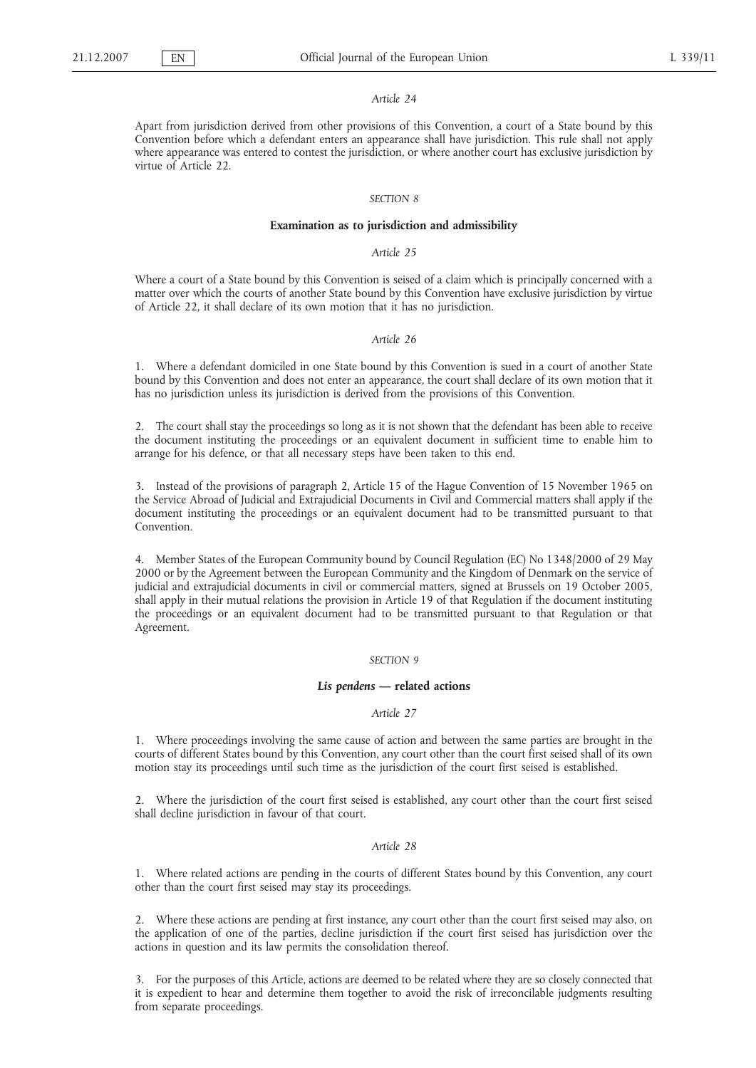*Article 24*

Apart from jurisdiction derived from other provisions of this Convention, a court of a State bound by this Convention before which a defendant enters an appearance shall have jurisdiction. This rule shall not apply where appearance was entered to contest the jurisdiction, or where another court has exclusive jurisdiction by virtue of Article 22.

*SECTION 8*

**Examination as to jurisdiction and admissibility**

*Article 25*

Where a court of a State bound by this Convention is seised of a claim which is principally concerned with a matter over which the courts of another State bound by this Convention have exclusive jurisdiction by virtue of Article 22, it shall declare of its own motion that it has no jurisdiction.

*Article 26*

1. Where a defendant domiciled in one State bound by this Convention is sued in a court of another State bound by this Convention and does not enter an appearance, the court shall declare of its own motion that it has no jurisdiction unless its jurisdiction is derived from the provisions of this Convention.

2. The court shall stay the proceedings so long as it is not shown that the defendant has been able to receive the document instituting the proceedings or an equivalent document in sufficient time to enable him to arrange for his defence, or that all necessary steps have been taken to this end.

3. Instead of the provisions of paragraph 2, Article 15 of the Hague Convention of 15 November 1965 on the Service Abroad of Judicial and Extrajudicial Documents in Civil and Commercial matters shall apply if the document instituting the proceedings or an equivalent document had to be transmitted pursuant to that Convention.

4. Member States of the European Community bound by Council Regulation (EC) No 1348/2000 of 29 May 2000 or by the Agreement between the European Community and the Kingdom of Denmark on the service of judicial and extrajudicial documents in civil or commercial matters, signed at Brussels on 19 October 2005, shall apply in their mutual relations the provision in Article 19 of that Regulation if the document instituting the proceedings or an equivalent document had to be transmitted pursuant to that Regulation or that Agreement.

*SECTION 9*

***Lis pendens* — related actions**

*Article 27*

1. Where proceedings involving the same cause of action and between the same parties are brought in the courts of different States bound by this Convention, any court other than the court first seised shall of its own motion stay its proceedings until such time as the jurisdiction of the court first seised is established.

2. Where the jurisdiction of the court first seised is established, any court other than the court first seised shall decline jurisdiction in favour of that court.

*Article 28*

1. Where related actions are pending in the courts of different States bound by this Convention, any court other than the court first seised may stay its proceedings.

2. Where these actions are pending at first instance, any court other than the court first seised may also, on the application of one of the parties, decline jurisdiction if the court first seised has jurisdiction over the actions in question and its law permits the consolidation thereof.

3. For the purposes of this Article, actions are deemed to be related where they are so closely connected that it is expedient to hear and determine them together to avoid the risk of irreconcilable judgments resulting from separate proceedings.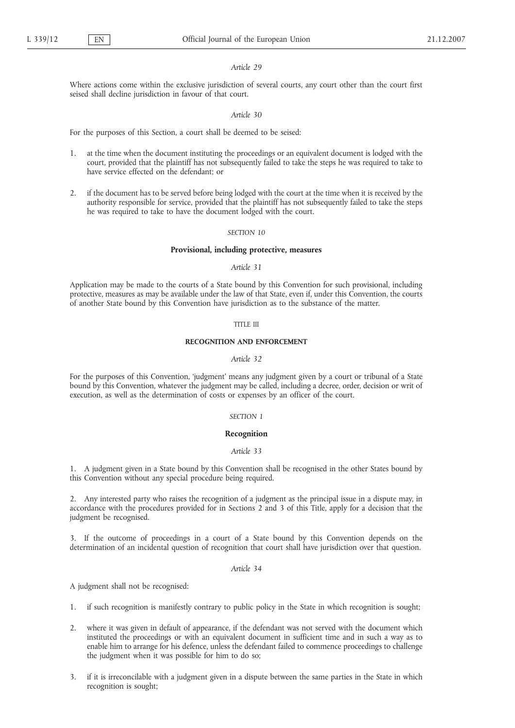*Article 29*

Where actions come within the exclusive jurisdiction of several courts, any court other than the court first seised shall decline jurisdiction in favour of that court.

*Article 30*

For the purposes of this Section, a court shall be deemed to be seised:

1. at the time when the document instituting the proceedings or an equivalent document is lodged with the court, provided that the plaintiff has not subsequently failed to take the steps he was required to take to have service effected on the defendant; or

2. if the document has to be served before being lodged with the court at the time when it is received by the authority responsible for service, provided that the plaintiff has not subsequently failed to take the steps he was required to take to have the document lodged with the court.

*SECTION 10*

**Provisional, including protective, measures**

*Article 31*

Application may be made to the courts of a State bound by this Convention for such provisional, including protective, measures as may be available under the law of that State, even if, under this Convention, the courts of another State bound by this Convention have jurisdiction as to the substance of the matter.

TITLE III

**RECOGNITION AND ENFORCEMENT**

*Article 32*

For the purposes of this Convention, 'judgment' means any judgment given by a court or tribunal of a State bound by this Convention, whatever the judgment may be called, including a decree, order, decision or writ of execution, as well as the determination of costs or expenses by an officer of the court.

*SECTION 1*

**Recognition**

*Article 33*

1. A judgment given in a State bound by this Convention shall be recognised in the other States bound by this Convention without any special procedure being required.

2. Any interested party who raises the recognition of a judgment as the principal issue in a dispute may, in accordance with the procedures provided for in Sections 2 and 3 of this Title, apply for a decision that the judgment be recognised.

3. If the outcome of proceedings in a court of a State bound by this Convention depends on the determination of an incidental question of recognition that court shall have jurisdiction over that question.

*Article 34*

A judgment shall not be recognised:

1. if such recognition is manifestly contrary to public policy in the State in which recognition is sought;

2. where it was given in default of appearance, if the defendant was not served with the document which instituted the proceedings or with an equivalent document in sufficient time and in such a way as to enable him to arrange for his defence, unless the defendant failed to commence proceedings to challenge the judgment when it was possible for him to do so;

3. if it is irreconcilable with a judgment given in a dispute between the same parties in the State in which recognition is sought;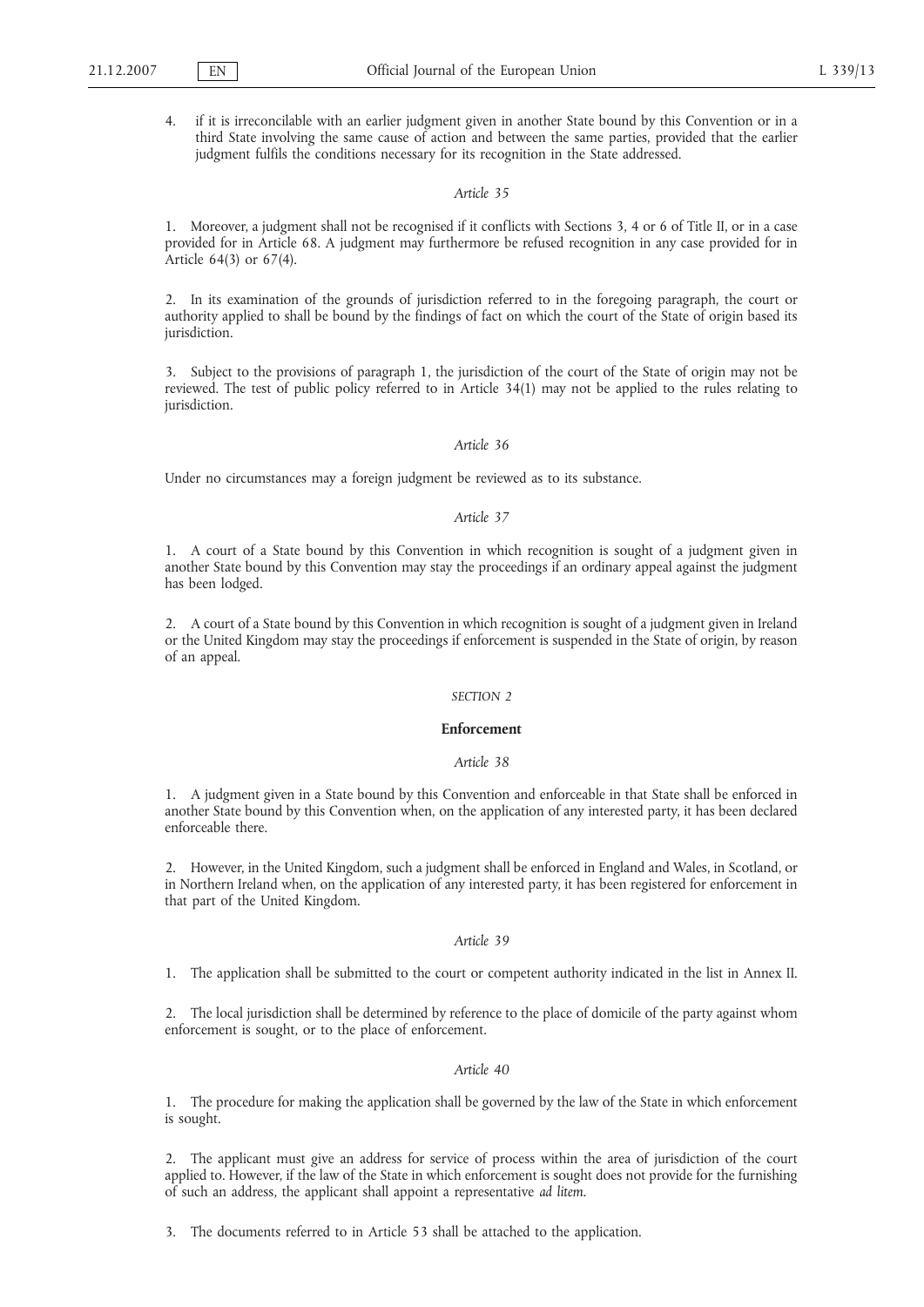4. if it is irreconcilable with an earlier judgment given in another State bound by this Convention or in a third State involving the same cause of action and between the same parties, provided that the earlier judgment fulfils the conditions necessary for its recognition in the State addressed.

*Article 35*

1. Moreover, a judgment shall not be recognised if it conflicts with Sections 3, 4 or 6 of Title II, or in a case provided for in Article 68. A judgment may furthermore be refused recognition in any case provided for in Article 64(3) or 67(4).

2. In its examination of the grounds of jurisdiction referred to in the foregoing paragraph, the court or authority applied to shall be bound by the findings of fact on which the court of the State of origin based its jurisdiction.

3. Subject to the provisions of paragraph 1, the jurisdiction of the court of the State of origin may not be reviewed. The test of public policy referred to in Article 34(1) may not be applied to the rules relating to jurisdiction.

*Article 36*

Under no circumstances may a foreign judgment be reviewed as to its substance.

*Article 37*

1. A court of a State bound by this Convention in which recognition is sought of a judgment given in another State bound by this Convention may stay the proceedings if an ordinary appeal against the judgment has been lodged.

2. A court of a State bound by this Convention in which recognition is sought of a judgment given in Ireland or the United Kingdom may stay the proceedings if enforcement is suspended in the State of origin, by reason of an appeal.

*SECTION 2*

**Enforcement**

*Article 38*

1. A judgment given in a State bound by this Convention and enforceable in that State shall be enforced in another State bound by this Convention when, on the application of any interested party, it has been declared enforceable there.

2. However, in the United Kingdom, such a judgment shall be enforced in England and Wales, in Scotland, or in Northern Ireland when, on the application of any interested party, it has been registered for enforcement in that part of the United Kingdom.

*Article 39*

1. The application shall be submitted to the court or competent authority indicated in the list in Annex II.

2. The local jurisdiction shall be determined by reference to the place of domicile of the party against whom enforcement is sought, or to the place of enforcement.

*Article 40*

1. The procedure for making the application shall be governed by the law of the State in which enforcement is sought.

2. The applicant must give an address for service of process within the area of jurisdiction of the court applied to. However, if the law of the State in which enforcement is sought does not provide for the furnishing of such an address, the applicant shall appoint a representative *ad litem*.

3. The documents referred to in Article 53 shall be attached to the application.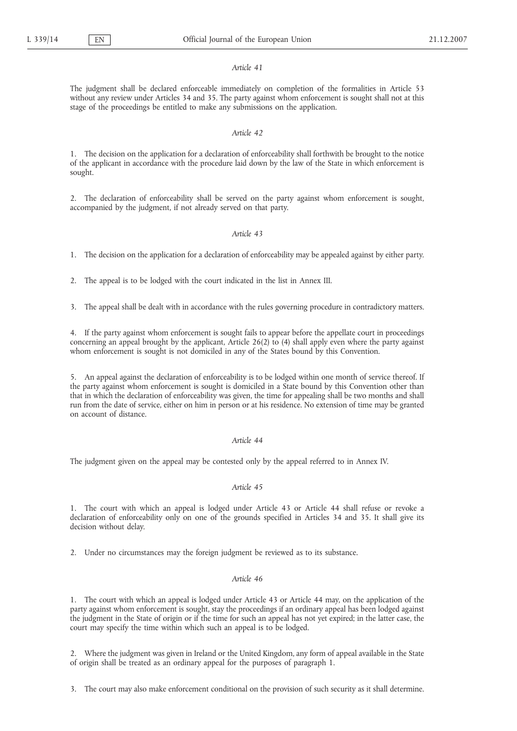*Article 41*

The judgment shall be declared enforceable immediately on completion of the formalities in Article 53 without any review under Articles 34 and 35. The party against whom enforcement is sought shall not at this stage of the proceedings be entitled to make any submissions on the application.

*Article 42*

1. The decision on the application for a declaration of enforceability shall forthwith be brought to the notice of the applicant in accordance with the procedure laid down by the law of the State in which enforcement is sought.

2. The declaration of enforceability shall be served on the party against whom enforcement is sought, accompanied by the judgment, if not already served on that party.

*Article 43*

1. The decision on the application for a declaration of enforceability may be appealed against by either party.

2. The appeal is to be lodged with the court indicated in the list in Annex III.

3. The appeal shall be dealt with in accordance with the rules governing procedure in contradictory matters.

4. If the party against whom enforcement is sought fails to appear before the appellate court in proceedings concerning an appeal brought by the applicant, Article 26(2) to (4) shall apply even where the party against whom enforcement is sought is not domiciled in any of the States bound by this Convention.

5. An appeal against the declaration of enforceability is to be lodged within one month of service thereof. If the party against whom enforcement is sought is domiciled in a State bound by this Convention other than that in which the declaration of enforceability was given, the time for appealing shall be two months and shall run from the date of service, either on him in person or at his residence. No extension of time may be granted on account of distance.

*Article 44*

The judgment given on the appeal may be contested only by the appeal referred to in Annex IV.

*Article 45*

1. The court with which an appeal is lodged under Article 43 or Article 44 shall refuse or revoke a declaration of enforceability only on one of the grounds specified in Articles 34 and 35. It shall give its decision without delay.

2. Under no circumstances may the foreign judgment be reviewed as to its substance.

*Article 46*

1. The court with which an appeal is lodged under Article 43 or Article 44 may, on the application of the party against whom enforcement is sought, stay the proceedings if an ordinary appeal has been lodged against the judgment in the State of origin or if the time for such an appeal has not yet expired; in the latter case, the court may specify the time within which such an appeal is to be lodged.

2. Where the judgment was given in Ireland or the United Kingdom, any form of appeal available in the State of origin shall be treated as an ordinary appeal for the purposes of paragraph 1.

3. The court may also make enforcement conditional on the provision of such security as it shall determine.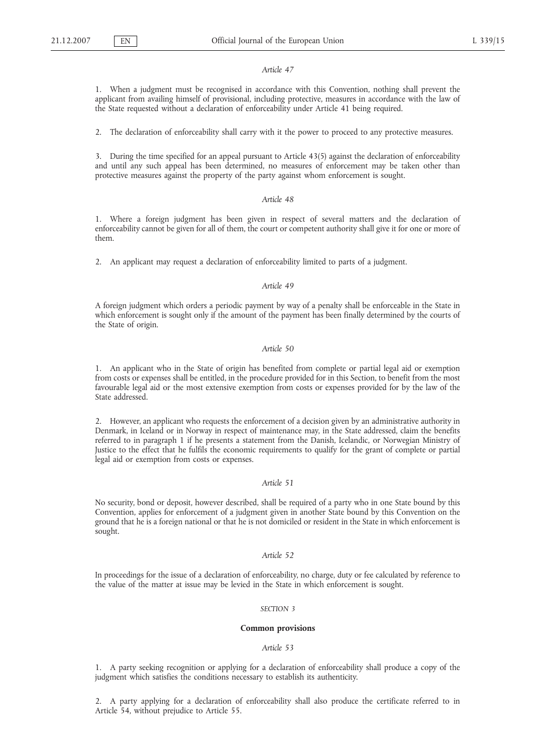*Article 47*

1. When a judgment must be recognised in accordance with this Convention, nothing shall prevent the applicant from availing himself of provisional, including protective, measures in accordance with the law of the State requested without a declaration of enforceability under Article 41 being required.

2. The declaration of enforceability shall carry with it the power to proceed to any protective measures.

3. During the time specified for an appeal pursuant to Article 43(5) against the declaration of enforceability and until any such appeal has been determined, no measures of enforcement may be taken other than protective measures against the property of the party against whom enforcement is sought.

*Article 48*

1. Where a foreign judgment has been given in respect of several matters and the declaration of enforceability cannot be given for all of them, the court or competent authority shall give it for one or more of them.

2. An applicant may request a declaration of enforceability limited to parts of a judgment.

*Article 49*

A foreign judgment which orders a periodic payment by way of a penalty shall be enforceable in the State in which enforcement is sought only if the amount of the payment has been finally determined by the courts of the State of origin.

*Article 50*

1. An applicant who in the State of origin has benefited from complete or partial legal aid or exemption from costs or expenses shall be entitled, in the procedure provided for in this Section, to benefit from the most favourable legal aid or the most extensive exemption from costs or expenses provided for by the law of the State addressed.

2. However, an applicant who requests the enforcement of a decision given by an administrative authority in Denmark, in Iceland or in Norway in respect of maintenance may, in the State addressed, claim the benefits referred to in paragraph 1 if he presents a statement from the Danish, Icelandic, or Norwegian Ministry of Justice to the effect that he fulfils the economic requirements to qualify for the grant of complete or partial legal aid or exemption from costs or expenses.

*Article 51*

No security, bond or deposit, however described, shall be required of a party who in one State bound by this Convention, applies for enforcement of a judgment given in another State bound by this Convention on the ground that he is a foreign national or that he is not domiciled or resident in the State in which enforcement is sought.

*Article 52*

In proceedings for the issue of a declaration of enforceability, no charge, duty or fee calculated by reference to the value of the matter at issue may be levied in the State in which enforcement is sought.

*SECTION 3*

**Common provisions**

*Article 53*

1. A party seeking recognition or applying for a declaration of enforceability shall produce a copy of the judgment which satisfies the conditions necessary to establish its authenticity.

2. A party applying for a declaration of enforceability shall also produce the certificate referred to in Article 54, without prejudice to Article 55.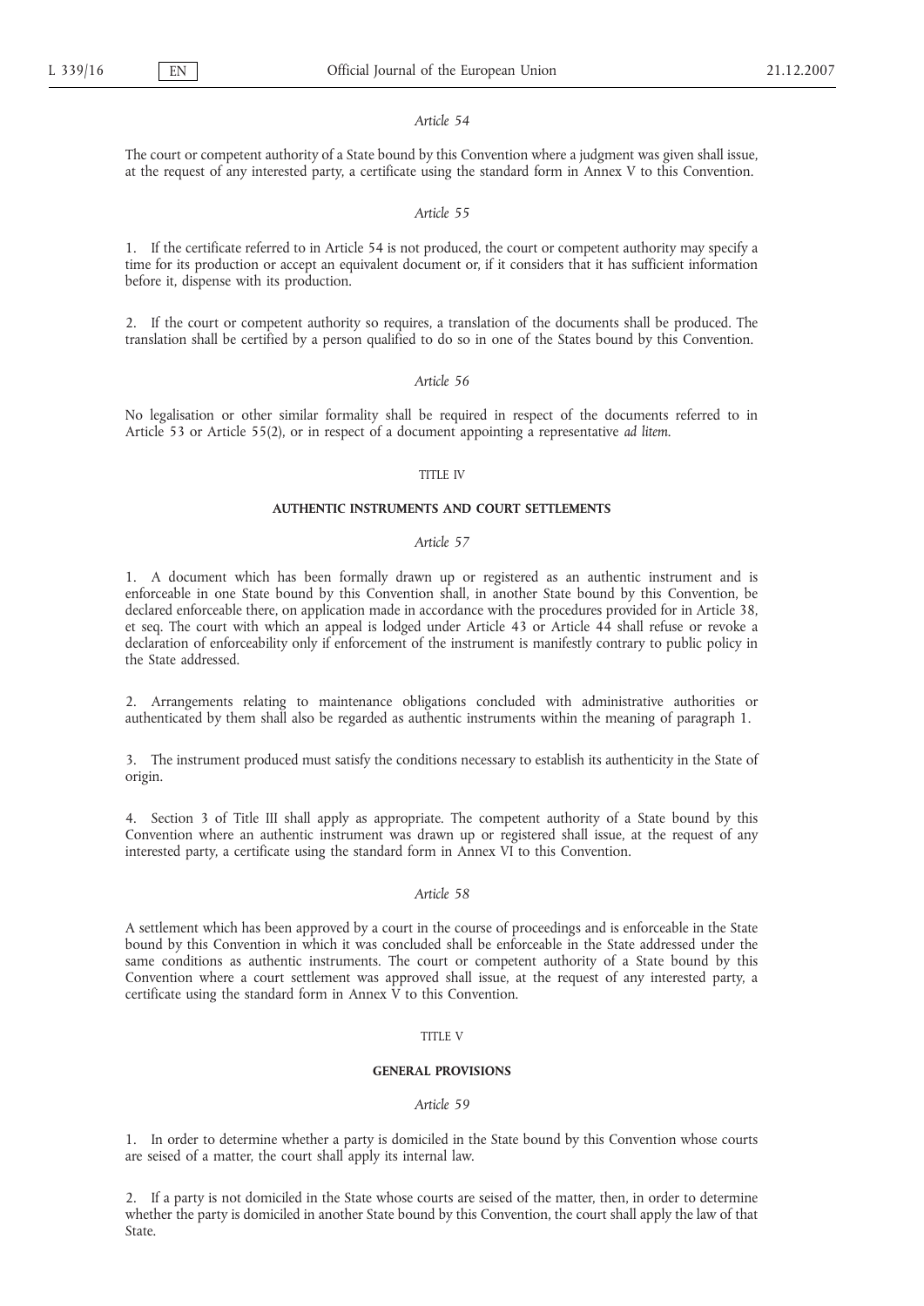*Article 54*

The court or competent authority of a State bound by this Convention where a judgment was given shall issue, at the request of any interested party, a certificate using the standard form in Annex V to this Convention.

*Article 55*

1. If the certificate referred to in Article 54 is not produced, the court or competent authority may specify a time for its production or accept an equivalent document or, if it considers that it has sufficient information before it, dispense with its production.

2. If the court or competent authority so requires, a translation of the documents shall be produced. The translation shall be certified by a person qualified to do so in one of the States bound by this Convention.

*Article 56*

No legalisation or other similar formality shall be required in respect of the documents referred to in Article 53 or Article 55(2), or in respect of a document appointing a representative *ad litem*.

TITLE IV

## AUTHENTIC INSTRUMENTS AND COURT SETTLEMENTS

*Article 57*

1. A document which has been formally drawn up or registered as an authentic instrument and is enforceable in one State bound by this Convention shall, in another State bound by this Convention, be declared enforceable there, on application made in accordance with the procedures provided for in Article 38, et seq. The court with which an appeal is lodged under Article 43 or Article 44 shall refuse or revoke a declaration of enforceability only if enforcement of the instrument is manifestly contrary to public policy in the State addressed.

2. Arrangements relating to maintenance obligations concluded with administrative authorities or authenticated by them shall also be regarded as authentic instruments within the meaning of paragraph 1.

3. The instrument produced must satisfy the conditions necessary to establish its authenticity in the State of origin.

4. Section 3 of Title III shall apply as appropriate. The competent authority of a State bound by this Convention where an authentic instrument was drawn up or registered shall issue, at the request of any interested party, a certificate using the standard form in Annex VI to this Convention.

*Article 58*

A settlement which has been approved by a court in the course of proceedings and is enforceable in the State bound by this Convention in which it was concluded shall be enforceable in the State addressed under the same conditions as authentic instruments. The court or competent authority of a State bound by this Convention where a court settlement was approved shall issue, at the request of any interested party, a certificate using the standard form in Annex V to this Convention.

TITLE V

## GENERAL PROVISIONS

*Article 59*

1. In order to determine whether a party is domiciled in the State bound by this Convention whose courts are seised of a matter, the court shall apply its internal law.

2. If a party is not domiciled in the State whose courts are seised of the matter, then, in order to determine whether the party is domiciled in another State bound by this Convention, the court shall apply the law of that State.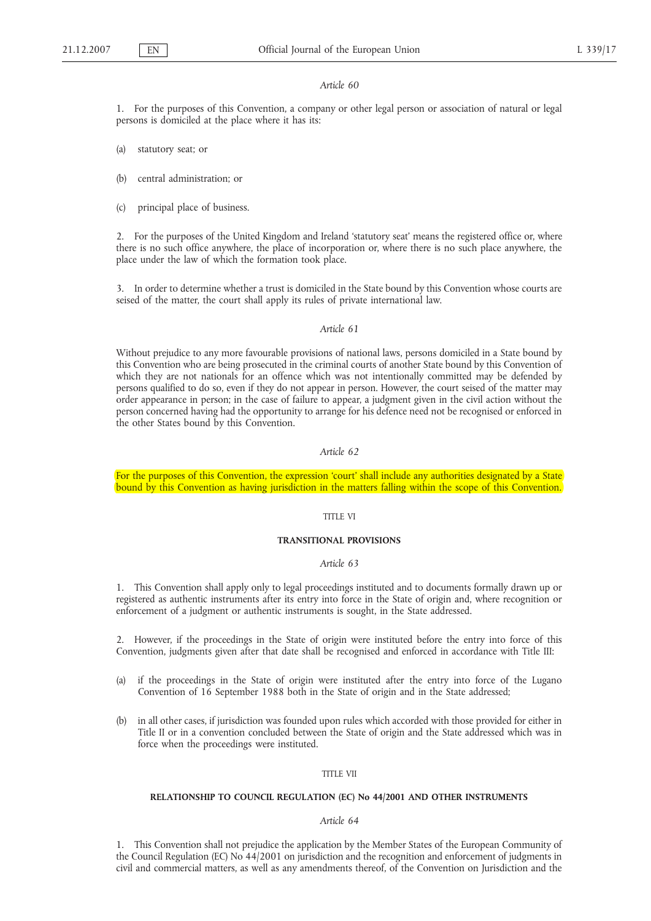*Article 60*

1. For the purposes of this Convention, a company or other legal person or association of natural or legal persons is domiciled at the place where it has its:

(a) statutory seat; or

(b) central administration; or

(c) principal place of business.

2. For the purposes of the United Kingdom and Ireland 'statutory seat' means the registered office or, where there is no such office anywhere, the place of incorporation or, where there is no such place anywhere, the place under the law of which the formation took place.

3. In order to determine whether a trust is domiciled in the State bound by this Convention whose courts are seised of the matter, the court shall apply its rules of private international law.

*Article 61*

Without prejudice to any more favourable provisions of national laws, persons domiciled in a State bound by this Convention who are being prosecuted in the criminal courts of another State bound by this Convention of which they are not nationals for an offence which was not intentionally committed may be defended by persons qualified to do so, even if they do not appear in person. However, the court seised of the matter may order appearance in person; in the case of failure to appear, a judgment given in the civil action without the person concerned having had the opportunity to arrange for his defence need not be recognised or enforced in the other States bound by this Convention.

*Article 62*

For the purposes of this Convention, the expression 'court' shall include any authorities designated by a State bound by this Convention as having jurisdiction in the matters falling within the scope of this Convention.

TITLE VI

**TRANSITIONAL PROVISIONS**

*Article 63*

1. This Convention shall apply only to legal proceedings instituted and to documents formally drawn up or registered as authentic instruments after its entry into force in the State of origin and, where recognition or enforcement of a judgment or authentic instruments is sought, in the State addressed.

2. However, if the proceedings in the State of origin were instituted before the entry into force of this Convention, judgments given after that date shall be recognised and enforced in accordance with Title III:

(a) if the proceedings in the State of origin were instituted after the entry into force of the Lugano Convention of 16 September 1988 both in the State of origin and in the State addressed;

(b) in all other cases, if jurisdiction was founded upon rules which accorded with those provided for either in Title II or in a convention concluded between the State of origin and the State addressed which was in force when the proceedings were instituted.

TITLE VII

**RELATIONSHIP TO COUNCIL REGULATION (EC) No 44/2001 AND OTHER INSTRUMENTS**

*Article 64*

1. This Convention shall not prejudice the application by the Member States of the European Community of the Council Regulation (EC) No 44/2001 on jurisdiction and the recognition and enforcement of judgments in civil and commercial matters, as well as any amendments thereof, of the Convention on Jurisdiction and the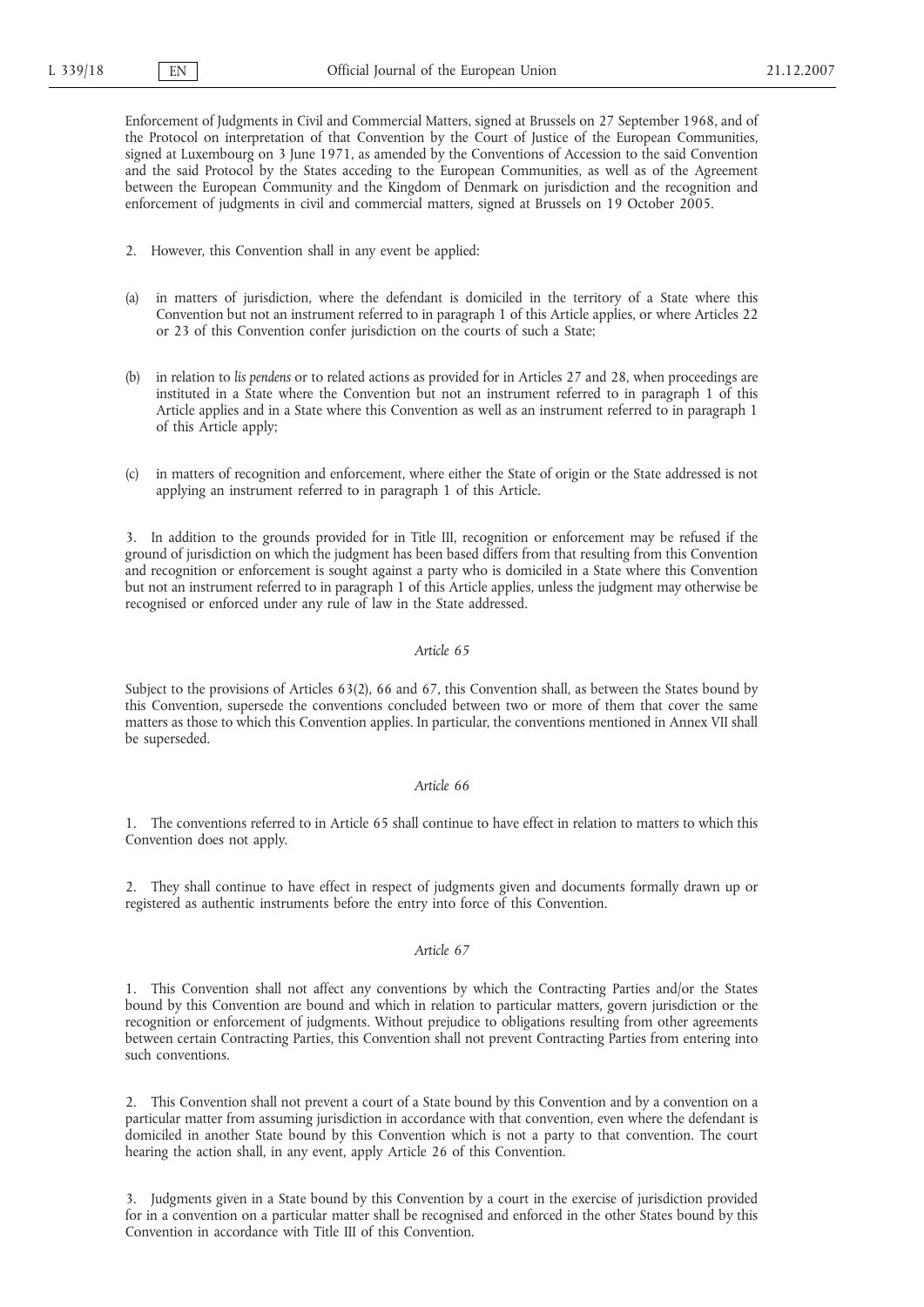Enforcement of Judgments in Civil and Commercial Matters, signed at Brussels on 27 September 1968, and of the Protocol on interpretation of that Convention by the Court of Justice of the European Communities, signed at Luxembourg on 3 June 1971, as amended by the Conventions of Accession to the said Convention and the said Protocol by the States acceding to the European Communities, as well as of the Agreement between the European Community and the Kingdom of Denmark on jurisdiction and the recognition and enforcement of judgments in civil and commercial matters, signed at Brussels on 19 October 2005.

2. However, this Convention shall in any event be applied:

(a) in matters of jurisdiction, where the defendant is domiciled in the territory of a State where this Convention but not an instrument referred to in paragraph 1 of this Article applies, or where Articles 22 or 23 of this Convention confer jurisdiction on the courts of such a State;

(b) in relation to *lis pendens* or to related actions as provided for in Articles 27 and 28, when proceedings are instituted in a State where the Convention but not an instrument referred to in paragraph 1 of this Article applies and in a State where this Convention as well as an instrument referred to in paragraph 1 of this Article apply;

(c) in matters of recognition and enforcement, where either the State of origin or the State addressed is not applying an instrument referred to in paragraph 1 of this Article.

3. In addition to the grounds provided for in Title III, recognition or enforcement may be refused if the ground of jurisdiction on which the judgment has been based differs from that resulting from this Convention and recognition or enforcement is sought against a party who is domiciled in a State where this Convention but not an instrument referred to in paragraph 1 of this Article applies, unless the judgment may otherwise be recognised or enforced under any rule of law in the State addressed.

*Article 65*

Subject to the provisions of Articles 63(2), 66 and 67, this Convention shall, as between the States bound by this Convention, supersede the conventions concluded between two or more of them that cover the same matters as those to which this Convention applies. In particular, the conventions mentioned in Annex VII shall be superseded.

*Article 66*

1. The conventions referred to in Article 65 shall continue to have effect in relation to matters to which this Convention does not apply.

2. They shall continue to have effect in respect of judgments given and documents formally drawn up or registered as authentic instruments before the entry into force of this Convention.

*Article 67*

1. This Convention shall not affect any conventions by which the Contracting Parties and/or the States bound by this Convention are bound and which in relation to particular matters, govern jurisdiction or the recognition or enforcement of judgments. Without prejudice to obligations resulting from other agreements between certain Contracting Parties, this Convention shall not prevent Contracting Parties from entering into such conventions.

2. This Convention shall not prevent a court of a State bound by this Convention and by a convention on a particular matter from assuming jurisdiction in accordance with that convention, even where the defendant is domiciled in another State bound by this Convention which is not a party to that convention. The court hearing the action shall, in any event, apply Article 26 of this Convention.

3. Judgments given in a State bound by this Convention by a court in the exercise of jurisdiction provided for in a convention on a particular matter shall be recognised and enforced in the other States bound by this Convention in accordance with Title III of this Convention.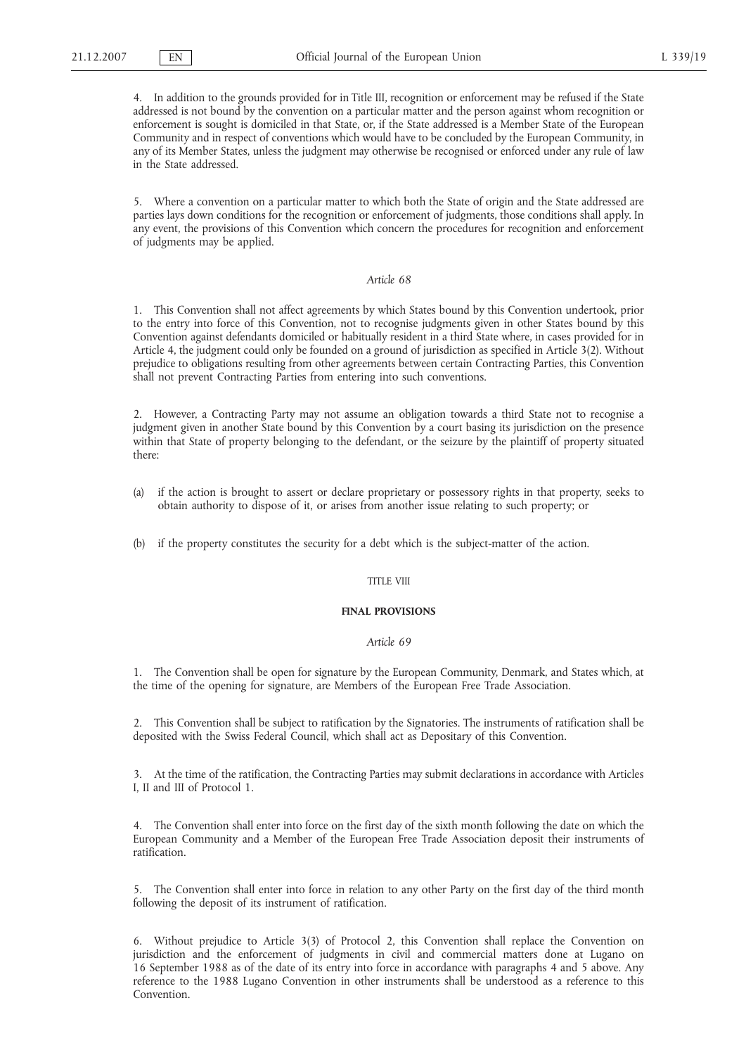4. In addition to the grounds provided for in Title III, recognition or enforcement may be refused if the State addressed is not bound by the convention on a particular matter and the person against whom recognition or enforcement is sought is domiciled in that State, or, if the State addressed is a Member State of the European Community and in respect of conventions which would have to be concluded by the European Community, in any of its Member States, unless the judgment may otherwise be recognised or enforced under any rule of law in the State addressed.

5. Where a convention on a particular matter to which both the State of origin and the State addressed are parties lays down conditions for the recognition or enforcement of judgments, those conditions shall apply. In any event, the provisions of this Convention which concern the procedures for recognition and enforcement of judgments may be applied.

*Article 68*

1. This Convention shall not affect agreements by which States bound by this Convention undertook, prior to the entry into force of this Convention, not to recognise judgments given in other States bound by this Convention against defendants domiciled or habitually resident in a third State where, in cases provided for in Article 4, the judgment could only be founded on a ground of jurisdiction as specified in Article 3(2). Without prejudice to obligations resulting from other agreements between certain Contracting Parties, this Convention shall not prevent Contracting Parties from entering into such conventions.

2. However, a Contracting Party may not assume an obligation towards a third State not to recognise a judgment given in another State bound by this Convention by a court basing its jurisdiction on the presence within that State of property belonging to the defendant, or the seizure by the plaintiff of property situated there:

(a) if the action is brought to assert or declare proprietary or possessory rights in that property, seeks to obtain authority to dispose of it, or arises from another issue relating to such property; or

(b) if the property constitutes the security for a debt which is the subject-matter of the action.

TITLE VIII

**FINAL PROVISIONS**

*Article 69*

1. The Convention shall be open for signature by the European Community, Denmark, and States which, at the time of the opening for signature, are Members of the European Free Trade Association.

2. This Convention shall be subject to ratification by the Signatories. The instruments of ratification shall be deposited with the Swiss Federal Council, which shall act as Depositary of this Convention.

3. At the time of the ratification, the Contracting Parties may submit declarations in accordance with Articles I, II and III of Protocol 1.

4. The Convention shall enter into force on the first day of the sixth month following the date on which the European Community and a Member of the European Free Trade Association deposit their instruments of ratification.

5. The Convention shall enter into force in relation to any other Party on the first day of the third month following the deposit of its instrument of ratification.

6. Without prejudice to Article 3(3) of Protocol 2, this Convention shall replace the Convention on jurisdiction and the enforcement of judgments in civil and commercial matters done at Lugano on 16 September 1988 as of the date of its entry into force in accordance with paragraphs 4 and 5 above. Any reference to the 1988 Lugano Convention in other instruments shall be understood as a reference to this Convention.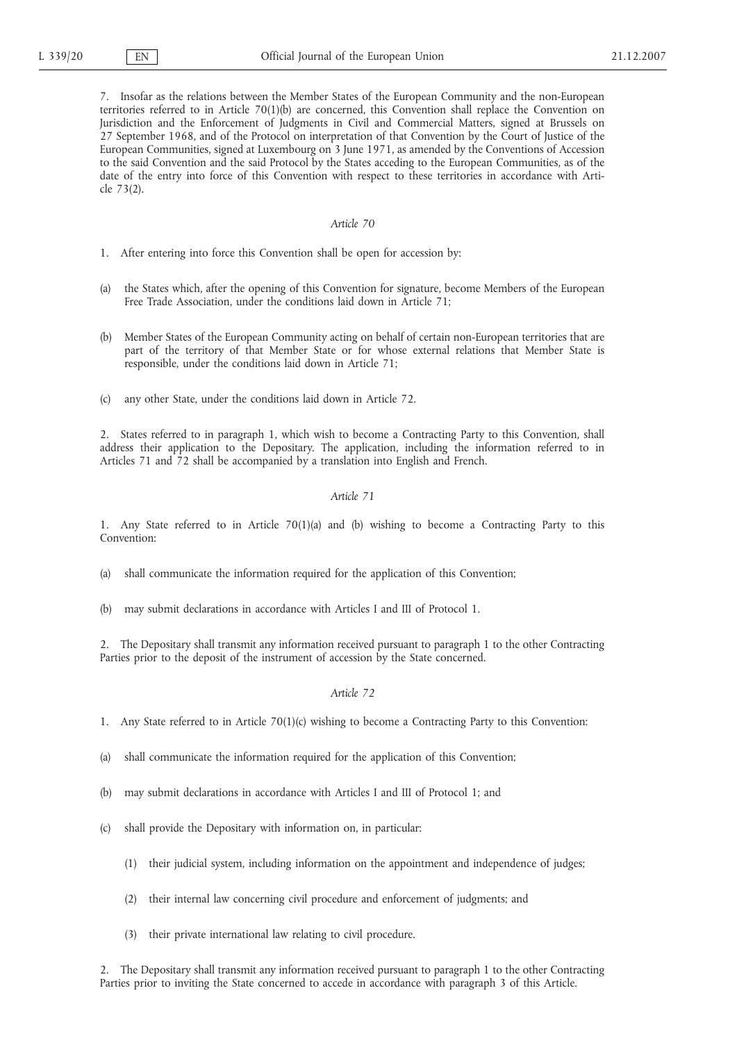7. Insofar as the relations between the Member States of the European Community and the non-European territories referred to in Article 70(1)(b) are concerned, this Convention shall replace the Convention on Jurisdiction and the Enforcement of Judgments in Civil and Commercial Matters, signed at Brussels on 27 September 1968, and of the Protocol on interpretation of that Convention by the Court of Justice of the European Communities, signed at Luxembourg on 3 June 1971, as amended by the Conventions of Accession to the said Convention and the said Protocol by the States acceding to the European Communities, as of the date of the entry into force of this Convention with respect to these territories in accordance with Article 73(2).

*Article 70*

1. After entering into force this Convention shall be open for accession by:

(a) the States which, after the opening of this Convention for signature, become Members of the European Free Trade Association, under the conditions laid down in Article 71;

(b) Member States of the European Community acting on behalf of certain non-European territories that are part of the territory of that Member State or for whose external relations that Member State is responsible, under the conditions laid down in Article 71;

(c) any other State, under the conditions laid down in Article 72.

2. States referred to in paragraph 1, which wish to become a Contracting Party to this Convention, shall address their application to the Depositary. The application, including the information referred to in Articles 71 and 72 shall be accompanied by a translation into English and French.

*Article 71*

1. Any State referred to in Article 70(1)(a) and (b) wishing to become a Contracting Party to this Convention:

(a) shall communicate the information required for the application of this Convention;

(b) may submit declarations in accordance with Articles I and III of Protocol 1.

2. The Depositary shall transmit any information received pursuant to paragraph 1 to the other Contracting Parties prior to the deposit of the instrument of accession by the State concerned.

*Article 72*

1. Any State referred to in Article 70(1)(c) wishing to become a Contracting Party to this Convention:

(a) shall communicate the information required for the application of this Convention;

(b) may submit declarations in accordance with Articles I and III of Protocol 1; and

(c) shall provide the Depositary with information on, in particular:

 (1) their judicial system, including information on the appointment and independence of judges;

 (2) their internal law concerning civil procedure and enforcement of judgments; and

 (3) their private international law relating to civil procedure.

2. The Depositary shall transmit any information received pursuant to paragraph 1 to the other Contracting Parties prior to inviting the State concerned to accede in accordance with paragraph 3 of this Article.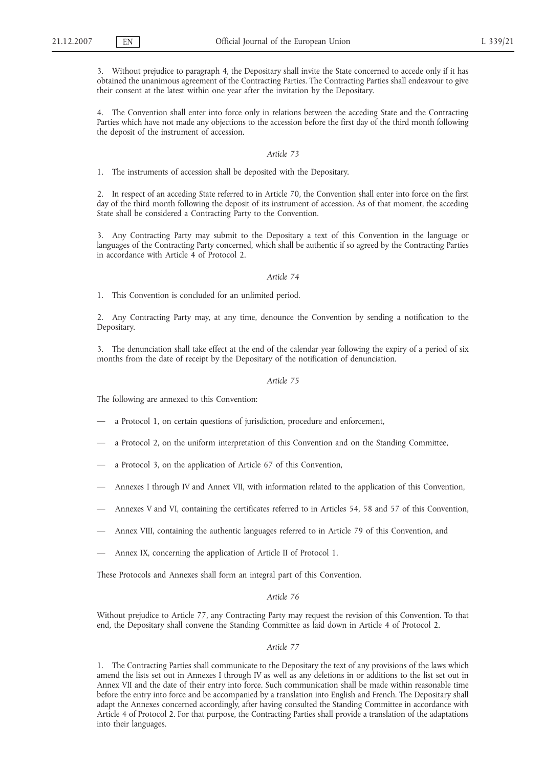3. Without prejudice to paragraph 4, the Depositary shall invite the State concerned to accede only if it has obtained the unanimous agreement of the Contracting Parties. The Contracting Parties shall endeavour to give their consent at the latest within one year after the invitation by the Depositary.

4. The Convention shall enter into force only in relations between the acceding State and the Contracting Parties which have not made any objections to the accession before the first day of the third month following the deposit of the instrument of accession.

*Article 73*

1. The instruments of accession shall be deposited with the Depositary.

2. In respect of an acceding State referred to in Article 70, the Convention shall enter into force on the first day of the third month following the deposit of its instrument of accession. As of that moment, the acceding State shall be considered a Contracting Party to the Convention.

3. Any Contracting Party may submit to the Depositary a text of this Convention in the language or languages of the Contracting Party concerned, which shall be authentic if so agreed by the Contracting Parties in accordance with Article 4 of Protocol 2.

*Article 74*

1. This Convention is concluded for an unlimited period.

2. Any Contracting Party may, at any time, denounce the Convention by sending a notification to the Depositary.

3. The denunciation shall take effect at the end of the calendar year following the expiry of a period of six months from the date of receipt by the Depositary of the notification of denunciation.

*Article 75*

The following are annexed to this Convention:

— a Protocol 1, on certain questions of jurisdiction, procedure and enforcement,

— a Protocol 2, on the uniform interpretation of this Convention and on the Standing Committee,

— a Protocol 3, on the application of Article 67 of this Convention,

— Annexes I through IV and Annex VII, with information related to the application of this Convention,

— Annexes V and VI, containing the certificates referred to in Articles 54, 58 and 57 of this Convention,

— Annex VIII, containing the authentic languages referred to in Article 79 of this Convention, and

— Annex IX, concerning the application of Article II of Protocol 1.

These Protocols and Annexes shall form an integral part of this Convention.

*Article 76*

Without prejudice to Article 77, any Contracting Party may request the revision of this Convention. To that end, the Depositary shall convene the Standing Committee as laid down in Article 4 of Protocol 2.

*Article 77*

1. The Contracting Parties shall communicate to the Depositary the text of any provisions of the laws which amend the lists set out in Annexes I through IV as well as any deletions in or additions to the list set out in Annex VII and the date of their entry into force. Such communication shall be made within reasonable time before the entry into force and be accompanied by a translation into English and French. The Depositary shall adapt the Annexes concerned accordingly, after having consulted the Standing Committee in accordance with Article 4 of Protocol 2. For that purpose, the Contracting Parties shall provide a translation of the adaptations into their languages.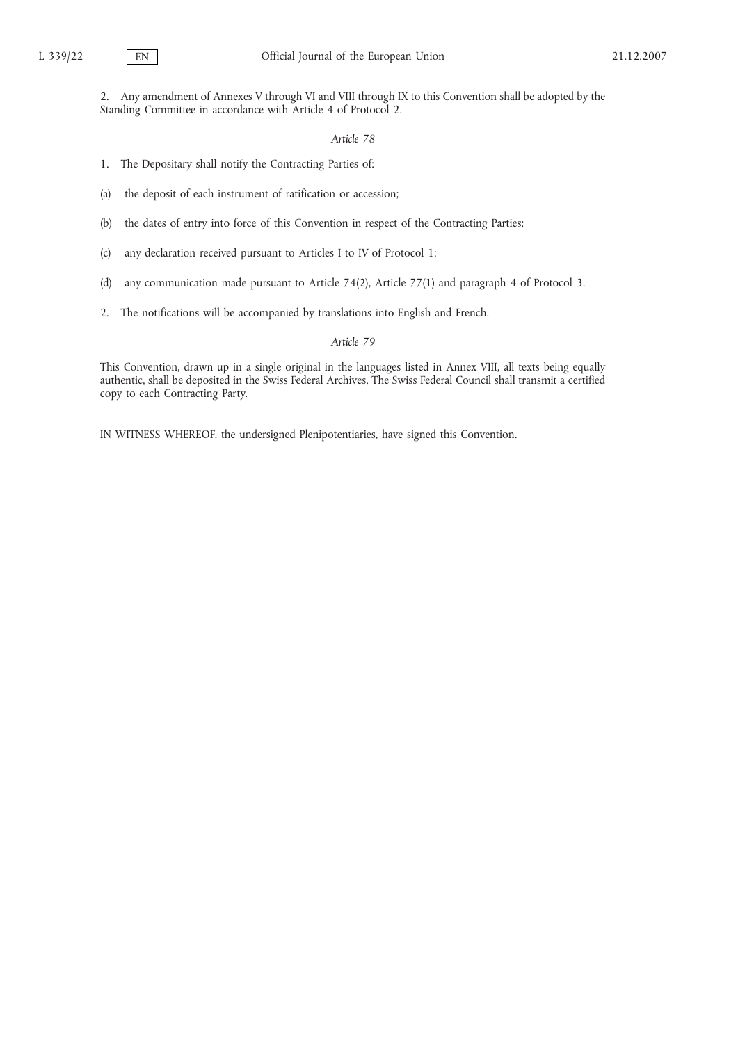2. Any amendment of Annexes V through VI and VIII through IX to this Convention shall be adopted by the Standing Committee in accordance with Article 4 of Protocol 2.

*Article 78*

1. The Depositary shall notify the Contracting Parties of:

(a) the deposit of each instrument of ratification or accession;

(b) the dates of entry into force of this Convention in respect of the Contracting Parties;

(c) any declaration received pursuant to Articles I to IV of Protocol 1;

(d) any communication made pursuant to Article 74(2), Article 77(1) and paragraph 4 of Protocol 3.

2. The notifications will be accompanied by translations into English and French.

*Article 79*

This Convention, drawn up in a single original in the languages listed in Annex VIII, all texts being equally authentic, shall be deposited in the Swiss Federal Archives. The Swiss Federal Council shall transmit a certified copy to each Contracting Party.

IN WITNESS WHEREOF, the undersigned Plenipotentiaries, have signed this Convention.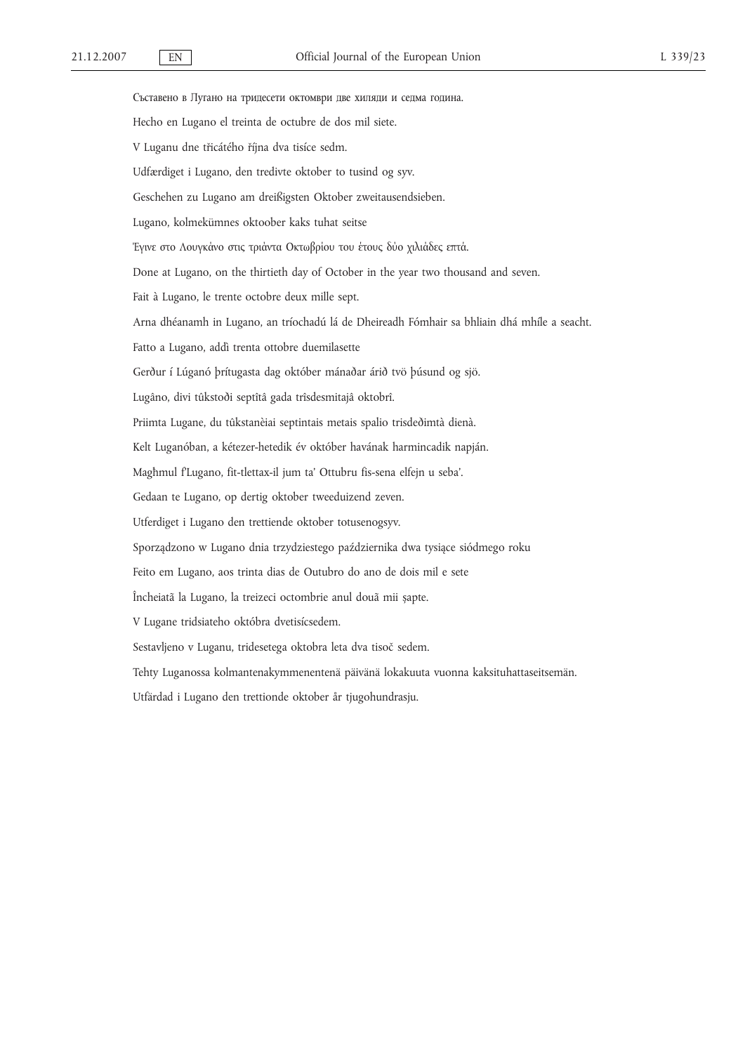Съставено в Лугано на тридесети октомври две хиляди и седма година.

Hecho en Lugano el treinta de octubre de dos mil siete.

V Luganu dne třicátého října dva tisíce sedm.

Udfærdiget i Lugano, den tredivte oktober to tusind og syv.

Geschehen zu Lugano am dreißigsten Oktober zweitausendsieben.

Lugano, kolmekümnes oktoober kaks tuhat seitse

Έγινε στο Λουγκάνο στις τριάντα Οκτωβρίου του έτους δύο χιλιάδες επτά.

Done at Lugano, on the thirtieth day of October in the year two thousand and seven.

Fait à Lugano, le trente octobre deux mille sept.

Arna dhéanamh in Lugano, an tríochadú lá de Dheireadh Fómhair sa bhliain dhá mhíle a seacht.

Fatto a Lugano, addì trenta ottobre duemilasette

Gerður í Lúganó þrítugasta dag október mánaðar árið tvö þúsund og sjö.

Lugâno, divi tûkstoði septîtâ gada trîsdesmitajâ oktobrî.

Priimta Lugane, du tûkstanèiai septintais metais spalio trisdeðimtà dienà.

Kelt Luganóban, a kétezer-hetedik év október havának harmincadik napján.

Magħmul f'Lugano, fit-tlettax-il jum ta' Ottubru fis-sena elfejn u seba'.

Gedaan te Lugano, op dertig oktober tweeduizend zeven.

Utferdiget i Lugano den trettiende oktober totusenogsyv.

Sporządzono w Lugano dnia trzydziestego października dwa tysiące siódmego roku

Feito em Lugano, aos trinta dias de Outubro do ano de dois mil e sete

Încheiată la Lugano, la treizeci octombrie anul două mii șapte.

V Lugane tridsiateho októbra dvetisícsedem.

Sestavljeno v Luganu, tridesetega oktobra leta dva tisoč sedem.

Tehty Luganossa kolmantenakymmenentenä päivänä lokakuuta vuonna kaksituhattaseitsemän.

Utfärdad i Lugano den trettionde oktober år tjugohundrasju.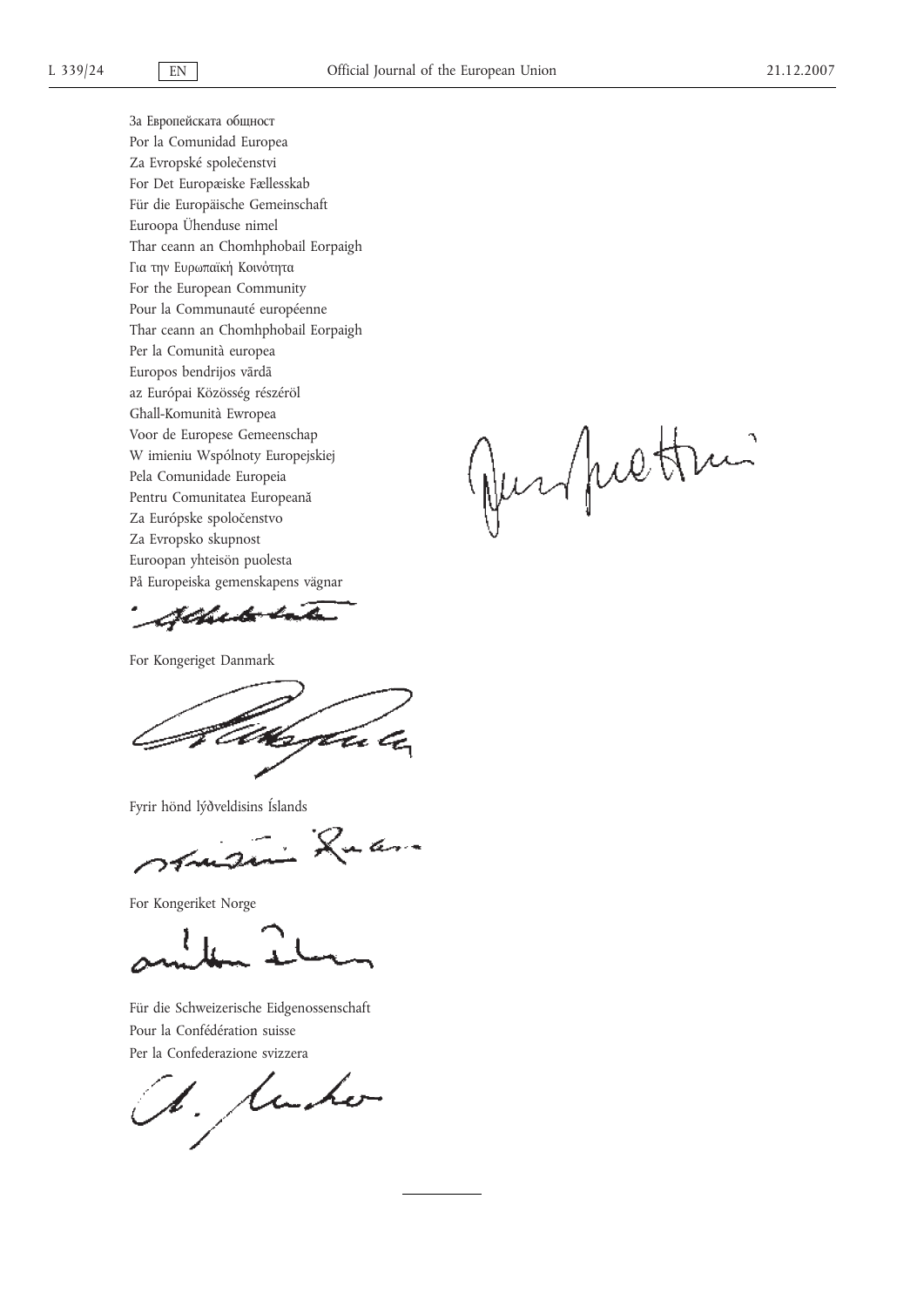За Европейската общност
Por la Comunidad Europea
Za Evropské společenstvi
For Det Europæiske Fællesskab
Für die Europäische Gemeinschaft
Euroopa Ühenduse nimel
Thar ceann an Chomhphobail Eorpaigh
Για την Ευρωπαϊκή Κοινότητα
For the European Community
Pour la Communauté européenne
Thar ceann an Chomhphobail Eorpaigh
Per la Comunità europea
Europos bendrijos vārdā
az Európai Közösség részéröl
Għall-Komunità Ewropea
Voor de Europese Gemeenschap
W imieniu Wspólnoty Europejskiej
Pela Comunidade Europeia
Pentru Comunitatea Europeană
Za Európske spoločenstvo
Za Evropsko skupnost
Euroopan yhteisön puolesta
På Europeiska gemenskapens vägnar

For Kongeriget Danmark

Fyrir hönd lýðveldisins Íslands

For Kongeriket Norge

Für die Schweizerische Eidgenossenschaft
Pour la Confédération suisse
Per la Confederazione svizzera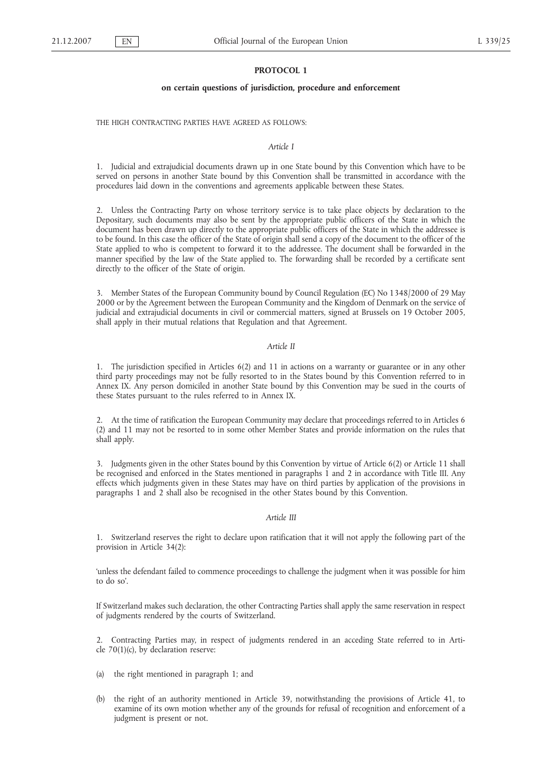# PROTOCOL 1

## on certain questions of jurisdiction, procedure and enforcement

THE HIGH CONTRACTING PARTIES HAVE AGREED AS FOLLOWS:

*Article I*

1. Judicial and extrajudicial documents drawn up in one State bound by this Convention which have to be served on persons in another State bound by this Convention shall be transmitted in accordance with the procedures laid down in the conventions and agreements applicable between these States.

2. Unless the Contracting Party on whose territory service is to take place objects by declaration to the Depositary, such documents may also be sent by the appropriate public officers of the State in which the document has been drawn up directly to the appropriate public officers of the State in which the addressee is to be found. In this case the officer of the State of origin shall send a copy of the document to the officer of the State applied to who is competent to forward it to the addressee. The document shall be forwarded in the manner specified by the law of the State applied to. The forwarding shall be recorded by a certificate sent directly to the officer of the State of origin.

3. Member States of the European Community bound by Council Regulation (EC) No 1348/2000 of 29 May 2000 or by the Agreement between the European Community and the Kingdom of Denmark on the service of judicial and extrajudicial documents in civil or commercial matters, signed at Brussels on 19 October 2005, shall apply in their mutual relations that Regulation and that Agreement.

*Article II*

1. The jurisdiction specified in Articles 6(2) and 11 in actions on a warranty or guarantee or in any other third party proceedings may not be fully resorted to in the States bound by this Convention referred to in Annex IX. Any person domiciled in another State bound by this Convention may be sued in the courts of these States pursuant to the rules referred to in Annex IX.

2. At the time of ratification the European Community may declare that proceedings referred to in Articles 6 (2) and 11 may not be resorted to in some other Member States and provide information on the rules that shall apply.

3. Judgments given in the other States bound by this Convention by virtue of Article 6(2) or Article 11 shall be recognised and enforced in the States mentioned in paragraphs 1 and 2 in accordance with Title III. Any effects which judgments given in these States may have on third parties by application of the provisions in paragraphs 1 and 2 shall also be recognised in the other States bound by this Convention.

*Article III*

1. Switzerland reserves the right to declare upon ratification that it will not apply the following part of the provision in Article 34(2):

'unless the defendant failed to commence proceedings to challenge the judgment when it was possible for him to do so'.

If Switzerland makes such declaration, the other Contracting Parties shall apply the same reservation in respect of judgments rendered by the courts of Switzerland.

2. Contracting Parties may, in respect of judgments rendered in an acceding State referred to in Article 70(1)(c), by declaration reserve:

(a) the right mentioned in paragraph 1; and

(b) the right of an authority mentioned in Article 39, notwithstanding the provisions of Article 41, to examine of its own motion whether any of the grounds for refusal of recognition and enforcement of a judgment is present or not.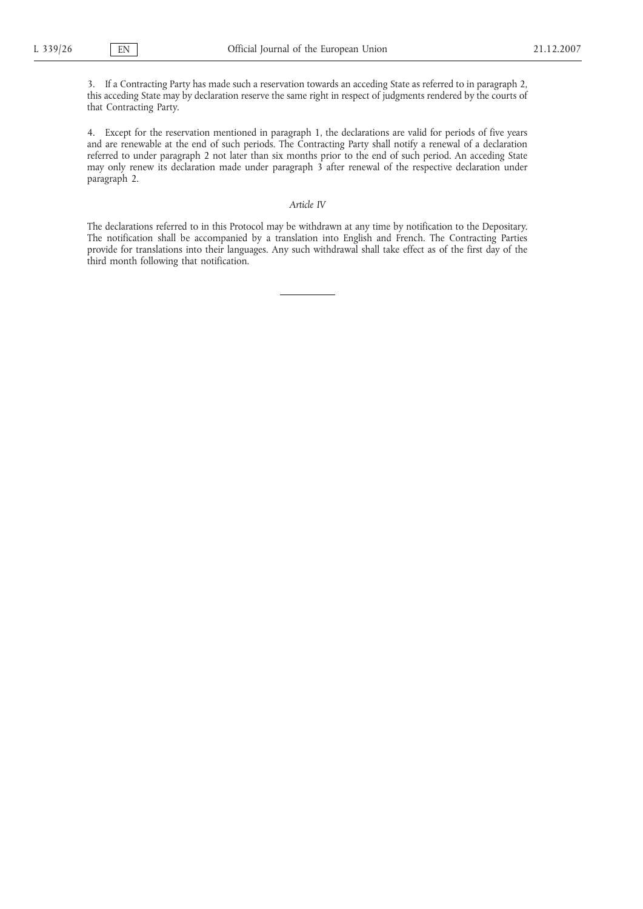3. If a Contracting Party has made such a reservation towards an acceding State as referred to in paragraph 2, this acceding State may by declaration reserve the same right in respect of judgments rendered by the courts of that Contracting Party.

4. Except for the reservation mentioned in paragraph 1, the declarations are valid for periods of five years and are renewable at the end of such periods. The Contracting Party shall notify a renewal of a declaration referred to under paragraph 2 not later than six months prior to the end of such period. An acceding State may only renew its declaration made under paragraph 3 after renewal of the respective declaration under paragraph 2.

*Article IV*

The declarations referred to in this Protocol may be withdrawn at any time by notification to the Depositary. The notification shall be accompanied by a translation into English and French. The Contracting Parties provide for translations into their languages. Any such withdrawal shall take effect as of the first day of the third month following that notification.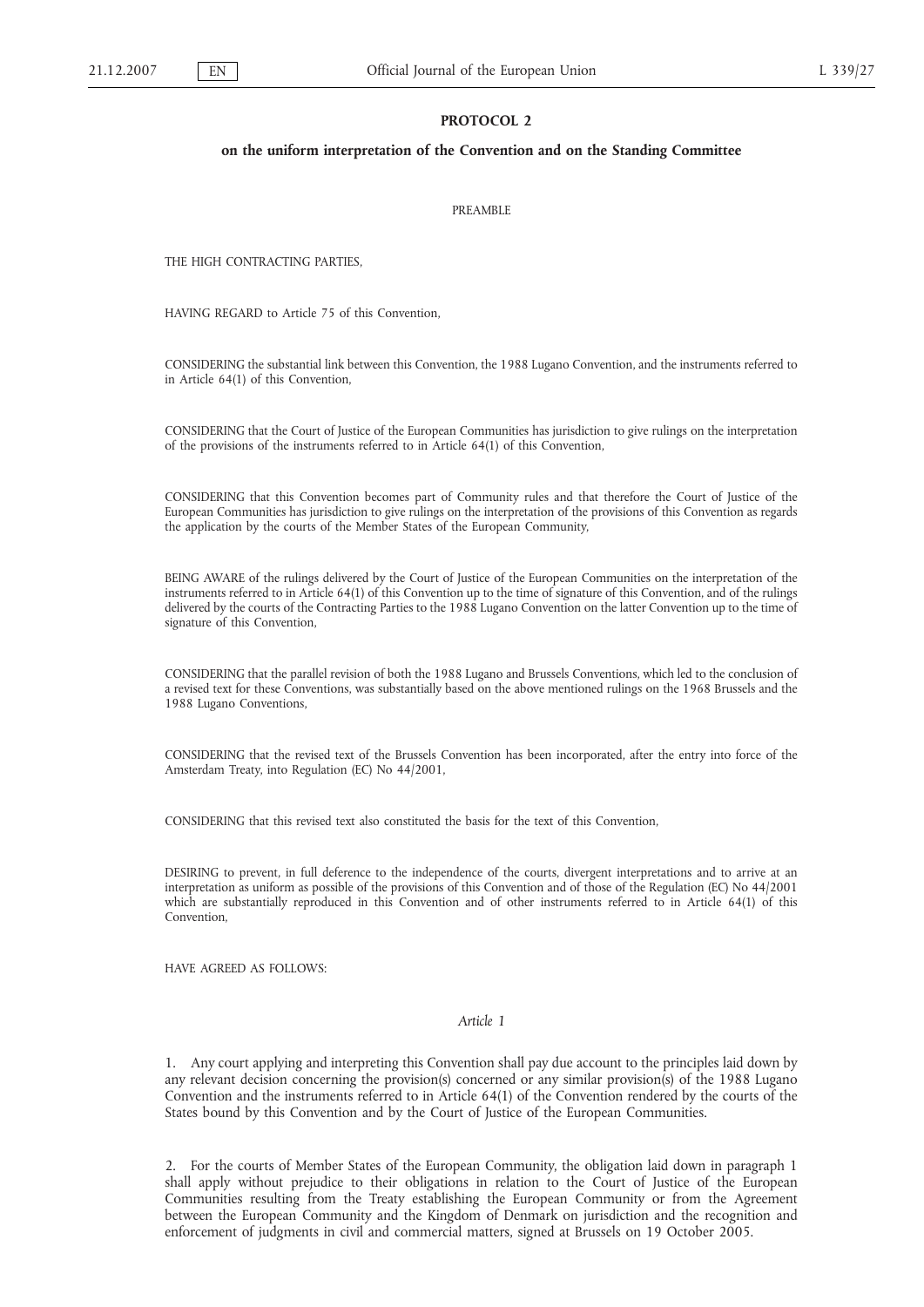## PROTOCOL 2

### on the uniform interpretation of the Convention and on the Standing Committee

PREAMBLE

THE HIGH CONTRACTING PARTIES,

HAVING REGARD to Article 75 of this Convention,

CONSIDERING the substantial link between this Convention, the 1988 Lugano Convention, and the instruments referred to in Article 64(1) of this Convention,

CONSIDERING that the Court of Justice of the European Communities has jurisdiction to give rulings on the interpretation of the provisions of the instruments referred to in Article 64(1) of this Convention,

CONSIDERING that this Convention becomes part of Community rules and that therefore the Court of Justice of the European Communities has jurisdiction to give rulings on the interpretation of the provisions of this Convention as regards the application by the courts of the Member States of the European Community,

BEING AWARE of the rulings delivered by the Court of Justice of the European Communities on the interpretation of the instruments referred to in Article 64(1) of this Convention up to the time of signature of this Convention, and of the rulings delivered by the courts of the Contracting Parties to the 1988 Lugano Convention on the latter Convention up to the time of signature of this Convention,

CONSIDERING that the parallel revision of both the 1988 Lugano and Brussels Conventions, which led to the conclusion of a revised text for these Conventions, was substantially based on the above mentioned rulings on the 1968 Brussels and the 1988 Lugano Conventions,

CONSIDERING that the revised text of the Brussels Convention has been incorporated, after the entry into force of the Amsterdam Treaty, into Regulation (EC) No 44/2001,

CONSIDERING that this revised text also constituted the basis for the text of this Convention,

DESIRING to prevent, in full deference to the independence of the courts, divergent interpretations and to arrive at an interpretation as uniform as possible of the provisions of this Convention and of those of the Regulation (EC) No 44/2001 which are substantially reproduced in this Convention and of other instruments referred to in Article 64(1) of this Convention,

HAVE AGREED AS FOLLOWS:

*Article 1*

1. Any court applying and interpreting this Convention shall pay due account to the principles laid down by any relevant decision concerning the provision(s) concerned or any similar provision(s) of the 1988 Lugano Convention and the instruments referred to in Article 64(1) of the Convention rendered by the courts of the States bound by this Convention and by the Court of Justice of the European Communities.

2. For the courts of Member States of the European Community, the obligation laid down in paragraph 1 shall apply without prejudice to their obligations in relation to the Court of Justice of the European Communities resulting from the Treaty establishing the European Community or from the Agreement between the European Community and the Kingdom of Denmark on jurisdiction and the recognition and enforcement of judgments in civil and commercial matters, signed at Brussels on 19 October 2005.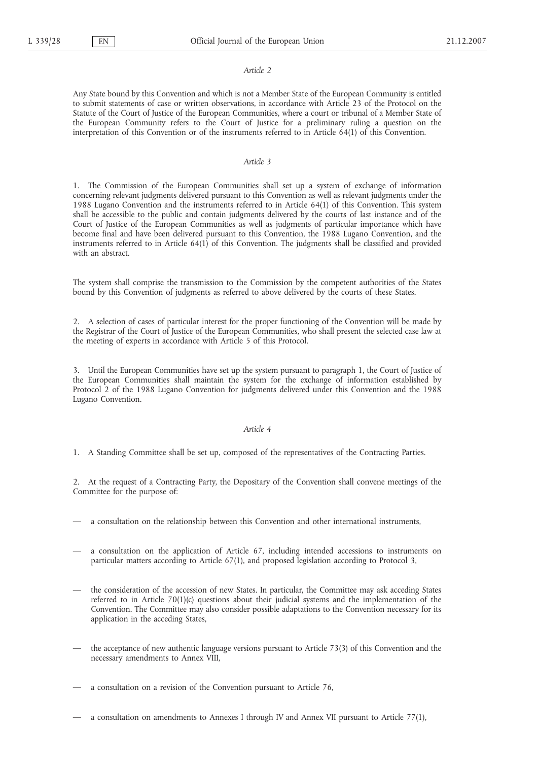*Article 2*

Any State bound by this Convention and which is not a Member State of the European Community is entitled to submit statements of case or written observations, in accordance with Article 23 of the Protocol on the Statute of the Court of Justice of the European Communities, where a court or tribunal of a Member State of the European Community refers to the Court of Justice for a preliminary ruling a question on the interpretation of this Convention or of the instruments referred to in Article 64(1) of this Convention.

*Article 3*

1. The Commission of the European Communities shall set up a system of exchange of information concerning relevant judgments delivered pursuant to this Convention as well as relevant judgments under the 1988 Lugano Convention and the instruments referred to in Article 64(1) of this Convention. This system shall be accessible to the public and contain judgments delivered by the courts of last instance and of the Court of Justice of the European Communities as well as judgments of particular importance which have become final and have been delivered pursuant to this Convention, the 1988 Lugano Convention, and the instruments referred to in Article 64(1) of this Convention. The judgments shall be classified and provided with an abstract.

The system shall comprise the transmission to the Commission by the competent authorities of the States bound by this Convention of judgments as referred to above delivered by the courts of these States.

2. A selection of cases of particular interest for the proper functioning of the Convention will be made by the Registrar of the Court of Justice of the European Communities, who shall present the selected case law at the meeting of experts in accordance with Article 5 of this Protocol.

3. Until the European Communities have set up the system pursuant to paragraph 1, the Court of Justice of the European Communities shall maintain the system for the exchange of information established by Protocol 2 of the 1988 Lugano Convention for judgments delivered under this Convention and the 1988 Lugano Convention.

*Article 4*

1. A Standing Committee shall be set up, composed of the representatives of the Contracting Parties.

2. At the request of a Contracting Party, the Depositary of the Convention shall convene meetings of the Committee for the purpose of:

— a consultation on the relationship between this Convention and other international instruments,

— a consultation on the application of Article 67, including intended accessions to instruments on particular matters according to Article 67(1), and proposed legislation according to Protocol 3,

— the consideration of the accession of new States. In particular, the Committee may ask acceding States referred to in Article 70(1)(c) questions about their judicial systems and the implementation of the Convention. The Committee may also consider possible adaptations to the Convention necessary for its application in the acceding States,

— the acceptance of new authentic language versions pursuant to Article 73(3) of this Convention and the necessary amendments to Annex VIII,

— a consultation on a revision of the Convention pursuant to Article 76,

— a consultation on amendments to Annexes I through IV and Annex VII pursuant to Article 77(1),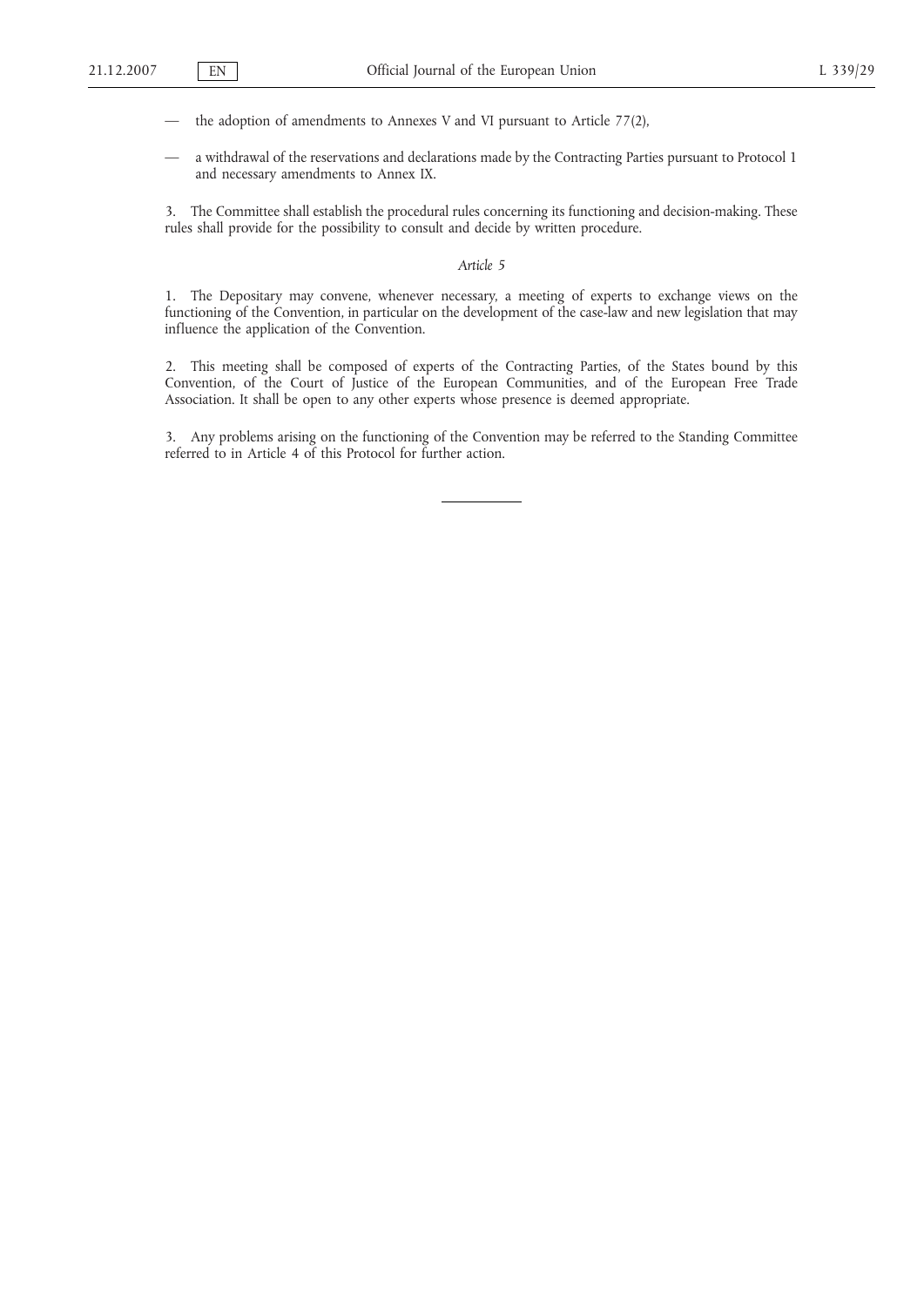— the adoption of amendments to Annexes V and VI pursuant to Article 77(2),

— a withdrawal of the reservations and declarations made by the Contracting Parties pursuant to Protocol 1 and necessary amendments to Annex IX.

3. The Committee shall establish the procedural rules concerning its functioning and decision-making. These rules shall provide for the possibility to consult and decide by written procedure.

*Article 5*

1. The Depositary may convene, whenever necessary, a meeting of experts to exchange views on the functioning of the Convention, in particular on the development of the case-law and new legislation that may influence the application of the Convention.

2. This meeting shall be composed of experts of the Contracting Parties, of the States bound by this Convention, of the Court of Justice of the European Communities, and of the European Free Trade Association. It shall be open to any other experts whose presence is deemed appropriate.

3. Any problems arising on the functioning of the Convention may be referred to the Standing Committee referred to in Article 4 of this Protocol for further action.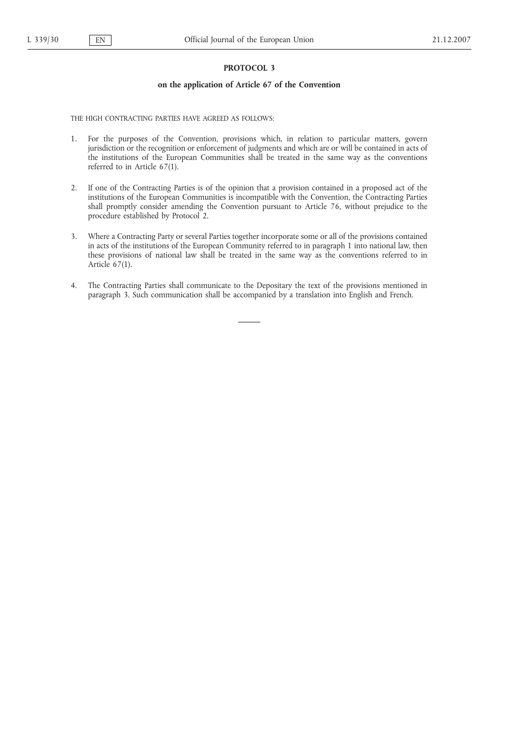## PROTOCOL 3

### on the application of Article 67 of the Convention

THE HIGH CONTRACTING PARTIES HAVE AGREED AS FOLLOWS:

1. For the purposes of the Convention, provisions which, in relation to particular matters, govern jurisdiction or the recognition or enforcement of judgments and which are or will be contained in acts of the institutions of the European Communities shall be treated in the same way as the conventions referred to in Article 67(1).

2. If one of the Contracting Parties is of the opinion that a provision contained in a proposed act of the institutions of the European Communities is incompatible with the Convention, the Contracting Parties shall promptly consider amending the Convention pursuant to Article 76, without prejudice to the procedure established by Protocol 2.

3. Where a Contracting Party or several Parties together incorporate some or all of the provisions contained in acts of the institutions of the European Community referred to in paragraph 1 into national law, then these provisions of national law shall be treated in the same way as the conventions referred to in Article 67(1).

4. The Contracting Parties shall communicate to the Depositary the text of the provisions mentioned in paragraph 3. Such communication shall be accompanied by a translation into English and French.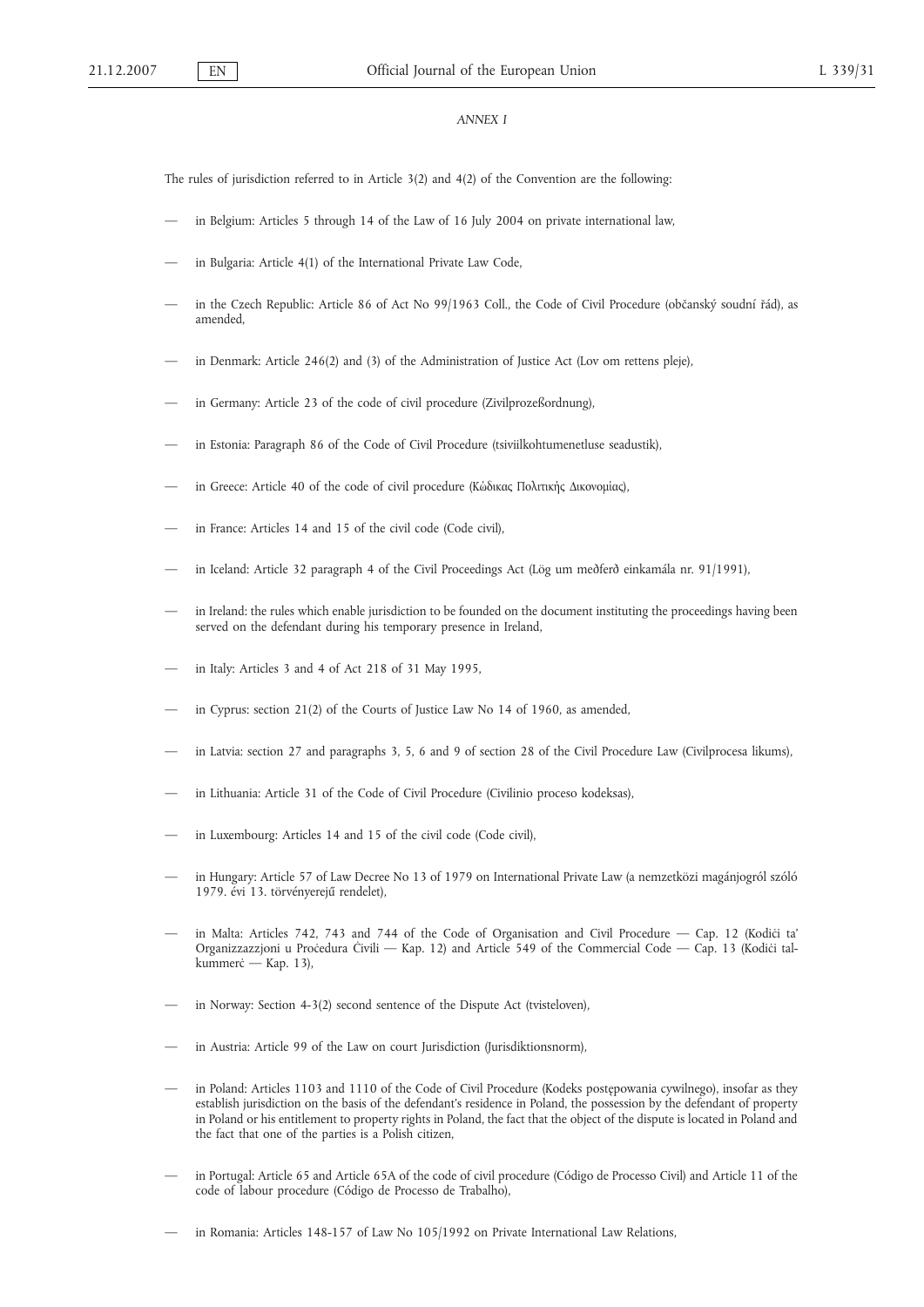*ANNEX I*

The rules of jurisdiction referred to in Article 3(2) and 4(2) of the Convention are the following:

- in Belgium: Articles 5 through 14 of the Law of 16 July 2004 on private international law,
- in Bulgaria: Article 4(1) of the International Private Law Code,
- in the Czech Republic: Article 86 of Act No 99/1963 Coll., the Code of Civil Procedure (občanský soudní řád), as amended,
- in Denmark: Article 246(2) and (3) of the Administration of Justice Act (Lov om rettens pleje),
- in Germany: Article 23 of the code of civil procedure (Zivilprozeßordnung),
- in Estonia: Paragraph 86 of the Code of Civil Procedure (tsiviilkohtumenetluse seadustik),
- in Greece: Article 40 of the code of civil procedure (Κώδικας Πολιτικής Δικονομίας),
- in France: Articles 14 and 15 of the civil code (Code civil),
- in Iceland: Article 32 paragraph 4 of the Civil Proceedings Act (Lög um meðferð einkamála nr. 91/1991),
- in Ireland: the rules which enable jurisdiction to be founded on the document instituting the proceedings having been served on the defendant during his temporary presence in Ireland,
- in Italy: Articles 3 and 4 of Act 218 of 31 May 1995,
- in Cyprus: section 21(2) of the Courts of Justice Law No 14 of 1960, as amended,
- in Latvia: section 27 and paragraphs 3, 5, 6 and 9 of section 28 of the Civil Procedure Law (Civilprocesa likums),
- in Lithuania: Article 31 of the Code of Civil Procedure (Civilinio proceso kodeksas),
- in Luxembourg: Articles 14 and 15 of the civil code (Code civil),
- in Hungary: Article 57 of Law Decree No 13 of 1979 on International Private Law (a nemzetközi magánjogról szóló 1979. évi 13. törvényerejű rendelet),
- in Malta: Articles 742, 743 and 744 of the Code of Organisation and Civil Procedure — Cap. 12 (Kodiċi ta' Organizzazzjoni u Proċedura Ċivili — Kap. 12) and Article 549 of the Commercial Code — Cap. 13 (Kodiċi tal-kummerċ — Kap. 13),
- in Norway: Section 4-3(2) second sentence of the Dispute Act (tvisteloven),
- in Austria: Article 99 of the Law on court Jurisdiction (Jurisdiktionsnorm),
- in Poland: Articles 1103 and 1110 of the Code of Civil Procedure (Kodeks postępowania cywilnego), insofar as they establish jurisdiction on the basis of the defendant's residence in Poland, the possession by the defendant of property in Poland or his entitlement to property rights in Poland, the fact that the object of the dispute is located in Poland and the fact that one of the parties is a Polish citizen,
- in Portugal: Article 65 and Article 65A of the code of civil procedure (Código de Processo Civil) and Article 11 of the code of labour procedure (Código de Processo de Trabalho),
- in Romania: Articles 148-157 of Law No 105/1992 on Private International Law Relations,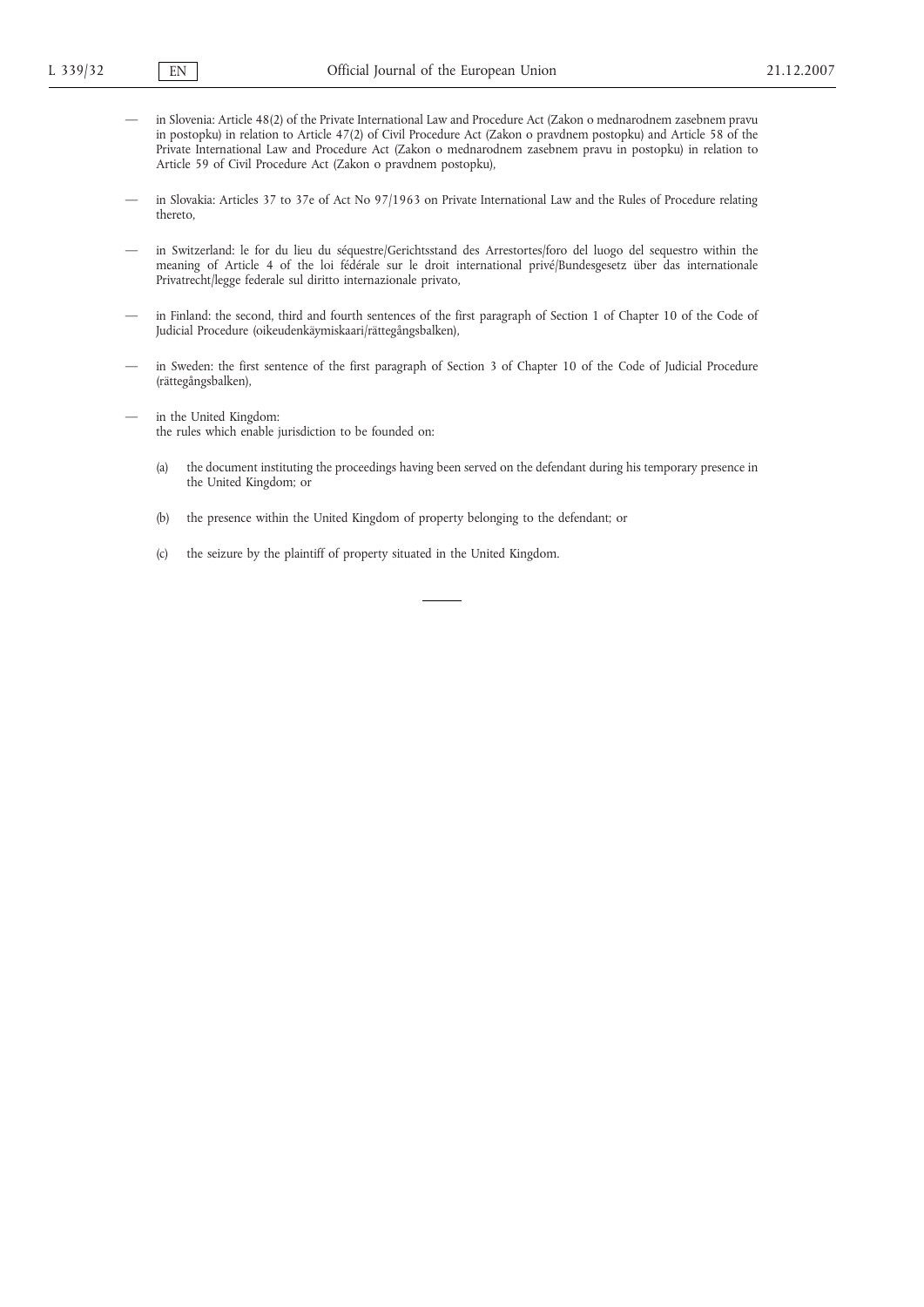- in Slovenia: Article 48(2) of the Private International Law and Procedure Act (Zakon o mednarodnem zasebnem pravu in postopku) in relation to Article 47(2) of Civil Procedure Act (Zakon o pravdnem postopku) and Article 58 of the Private International Law and Procedure Act (Zakon o mednarodnem zasebnem pravu in postopku) in relation to Article 59 of Civil Procedure Act (Zakon o pravdnem postopku),
- in Slovakia: Articles 37 to 37e of Act No 97/1963 on Private International Law and the Rules of Procedure relating thereto,
- in Switzerland: le for du lieu du séquestre/Gerichtsstand des Arrestortes/foro del luogo del sequestro within the meaning of Article 4 of the loi fédérale sur le droit international privé/Bundesgesetz über das internationale Privatrecht/legge federale sul diritto internazionale privato,
- in Finland: the second, third and fourth sentences of the first paragraph of Section 1 of Chapter 10 of the Code of Judicial Procedure (oikeudenkäymiskaari/rättegångsbalken),
- in Sweden: the first sentence of the first paragraph of Section 3 of Chapter 10 of the Code of Judicial Procedure (rättegångsbalken),
- in the United Kingdom:
  the rules which enable jurisdiction to be founded on:

  (a) the document instituting the proceedings having been served on the defendant during his temporary presence in the United Kingdom; or

  (b) the presence within the United Kingdom of property belonging to the defendant; or

  (c) the seizure by the plaintiff of property situated in the United Kingdom.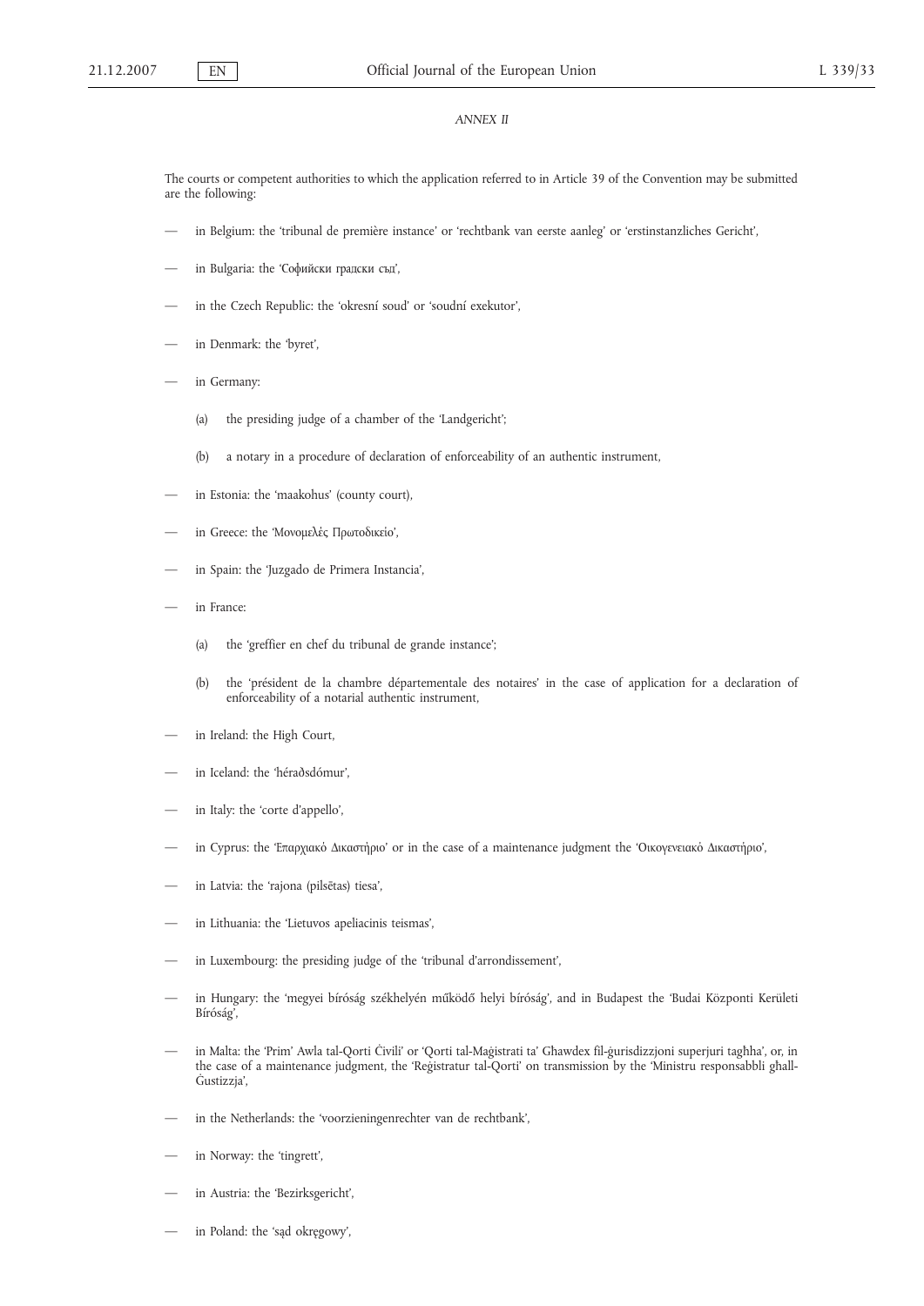*ANNEX II*

The courts or competent authorities to which the application referred to in Article 39 of the Convention may be submitted are the following:

- in Belgium: the 'tribunal de première instance' or 'rechtbank van eerste aanleg' or 'erstinstanzliches Gericht',
- in Bulgaria: the 'Софийски градски съд',
- in the Czech Republic: the 'okresní soud' or 'soudní exekutor',
- in Denmark: the 'byret',
- in Germany:
  - (a) the presiding judge of a chamber of the 'Landgericht';
  - (b) a notary in a procedure of declaration of enforceability of an authentic instrument,
- in Estonia: the 'maakohus' (county court),
- in Greece: the 'Μονομελές Πρωτοδικείο',
- in Spain: the 'Juzgado de Primera Instancia',
- in France:
  - (a) the 'greffier en chef du tribunal de grande instance';
  - (b) the 'président de la chambre départementale des notaires' in the case of application for a declaration of enforceability of a notarial authentic instrument,
- in Ireland: the High Court,
- in Iceland: the 'héraðsdómur',
- in Italy: the 'corte d'appello',
- in Cyprus: the 'Επαρχιακό Δικαστήριο' or in the case of a maintenance judgment the 'Οικογενειακό Δικαστήριο',
- in Latvia: the 'rajona (pilsētas) tiesa',
- in Lithuania: the 'Lietuvos apeliacinis teismas',
- in Luxembourg: the presiding judge of the 'tribunal d'arrondissement',
- in Hungary: the 'megyei bíróság székhelyén működő helyi bíróság', and in Budapest the 'Budai Központi Kerületi Bíróság',
- in Malta: the 'Prim' Awla tal-Qorti Ċivili' or 'Qorti tal-Maġistrati ta' Għawdex fil-ġurisdizzjoni superjuri tagħha', or, in the case of a maintenance judgment, the 'Reġistratur tal-Qorti' on transmission by the 'Ministru responsabbli għall-Ġustizzja',
- in the Netherlands: the 'voorzieningenrechter van de rechtbank',
- in Norway: the 'tingrett',
- in Austria: the 'Bezirksgericht',
- in Poland: the 'sąd okręgowy',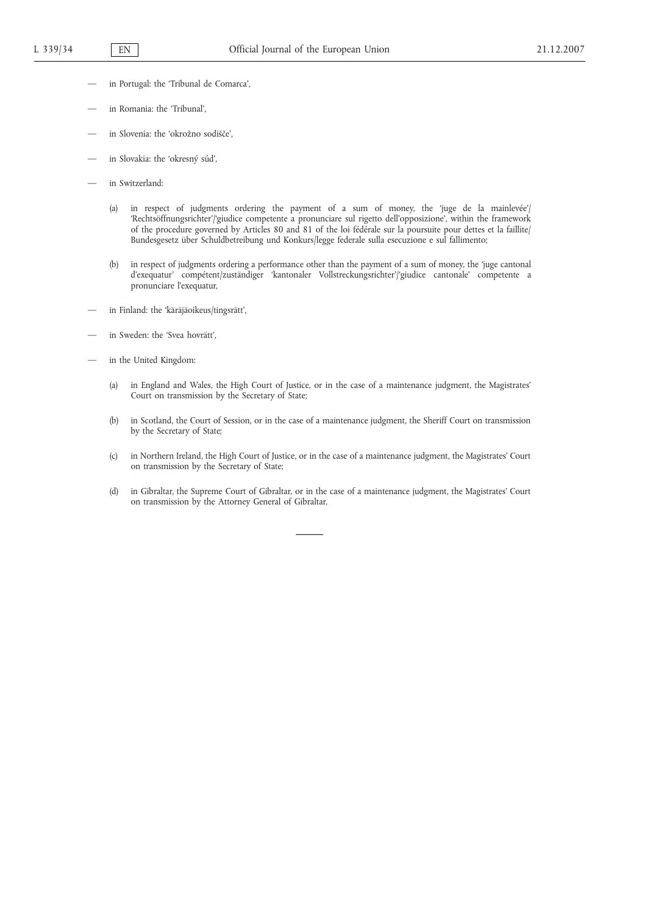— in Portugal: the 'Tribunal de Comarca',

— in Romania: the 'Tribunal',

— in Slovenia: the 'okrožno sodišče',

— in Slovakia: the 'okresný súd',

— in Switzerland:

  (a) in respect of judgments ordering the payment of a sum of money, the 'juge de la mainlevée'/'Rechtsöffnungsrichter'/'giudice competente a pronunciare sul rigetto dell'opposizione', within the framework of the procedure governed by Articles 80 and 81 of the loi fédérale sur la poursuite pour dettes et la faillite/Bundesgesetz über Schuldbetreibung und Konkurs/legge federale sulla esecuzione e sul fallimento;

  (b) in respect of judgments ordering a performance other than the payment of a sum of money, the 'juge cantonal d'exequatur' compétent/zuständiger 'kantonaler Vollstreckungsrichter'/'giudice cantonale' competente a pronunciare l'exequatur,

— in Finland: the 'käräjäoikeus/tingsrätt',

— in Sweden: the 'Svea hovrätt',

— in the United Kingdom:

  (a) in England and Wales, the High Court of Justice, or in the case of a maintenance judgment, the Magistrates' Court on transmission by the Secretary of State;

  (b) in Scotland, the Court of Session, or in the case of a maintenance judgment, the Sheriff Court on transmission by the Secretary of State;

  (c) in Northern Ireland, the High Court of Justice, or in the case of a maintenance judgment, the Magistrates' Court on transmission by the Secretary of State;

  (d) in Gibraltar, the Supreme Court of Gibraltar, or in the case of a maintenance judgment, the Magistrates' Court on transmission by the Attorney General of Gibraltar.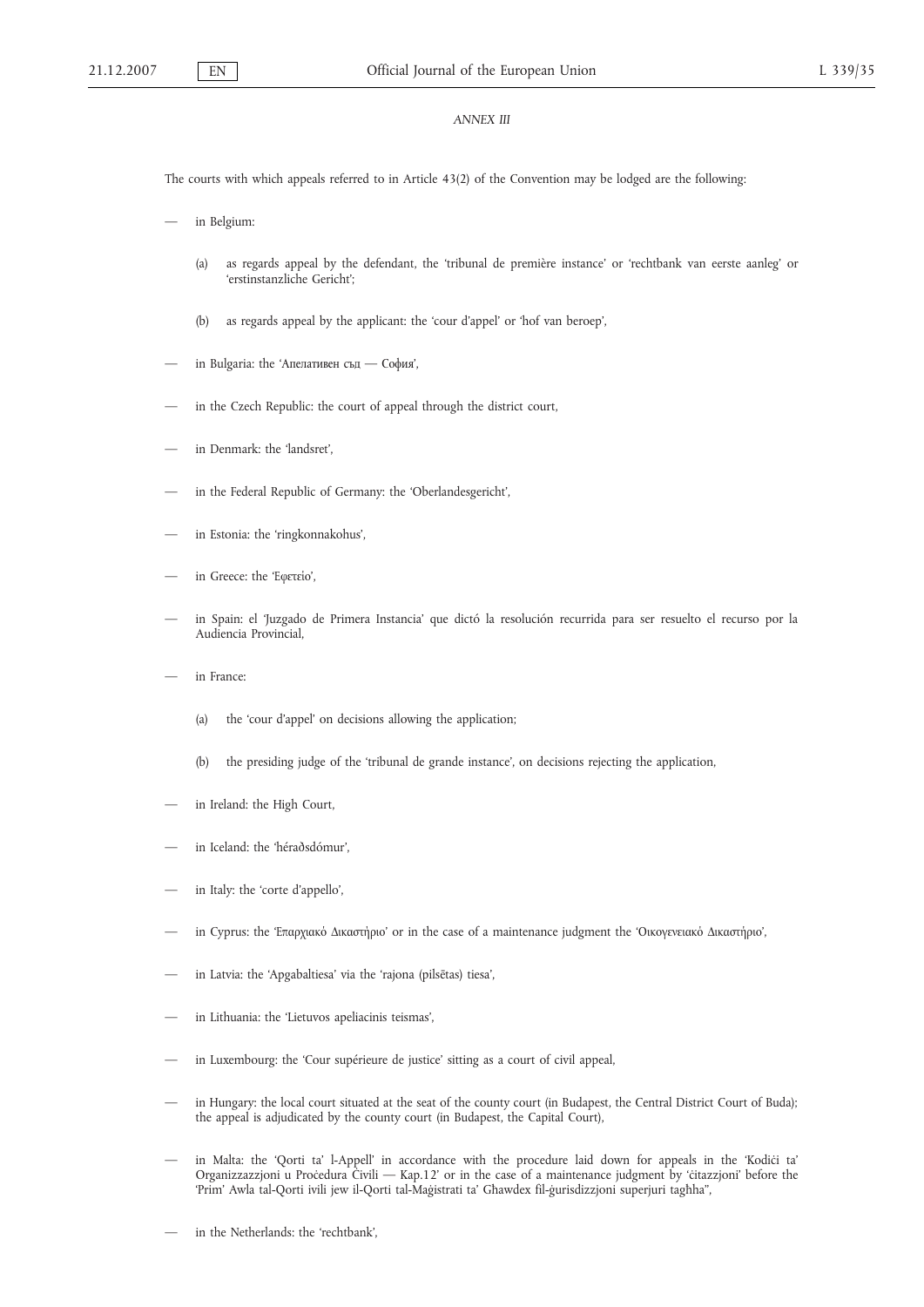*ANNEX III*

The courts with which appeals referred to in Article 43(2) of the Convention may be lodged are the following:

— in Belgium:

  (a) as regards appeal by the defendant, the 'tribunal de première instance' or 'rechtbank van eerste aanleg' or 'erstinstanzliche Gericht';

  (b) as regards appeal by the applicant: the 'cour d'appel' or 'hof van beroep',

— in Bulgaria: the 'Апелативен съд — София',

— in the Czech Republic: the court of appeal through the district court,

— in Denmark: the 'landsret',

— in the Federal Republic of Germany: the 'Oberlandesgericht',

— in Estonia: the 'ringkonnakohus',

— in Greece: the 'Εφετείο',

— in Spain: el 'Juzgado de Primera Instancia' que dictó la resolución recurrida para ser resuelto el recurso por la Audiencia Provincial,

— in France:

  (a) the 'cour d'appel' on decisions allowing the application;

  (b) the presiding judge of the 'tribunal de grande instance', on decisions rejecting the application,

— in Ireland: the High Court,

— in Iceland: the 'héraðsdómur',

— in Italy: the 'corte d'appello',

— in Cyprus: the 'Επαρχιακό Δικαστήριο' or in the case of a maintenance judgment the 'Οικογενειακό Δικαστήριο',

— in Latvia: the 'Apgabaltiesa' via the 'rajona (pilsētas) tiesa',

— in Lithuania: the 'Lietuvos apeliacinis teismas',

— in Luxembourg: the 'Cour supérieure de justice' sitting as a court of civil appeal,

— in Hungary: the local court situated at the seat of the county court (in Budapest, the Central District Court of Buda); the appeal is adjudicated by the county court (in Budapest, the Capital Court),

— in Malta: the 'Qorti ta' l-Appell' in accordance with the procedure laid down for appeals in the 'Kodiċi ta' Organizzazzjoni u Proċedura Ċivili — Kap.12' or in the case of a maintenance judgment by 'ċitazzjoni' before the 'Prim' Awla tal-Qorti ivili jew il-Qorti tal-Maġistrati ta' Għawdex fil-ġurisdizzjoni superjuri tagħha'',

— in the Netherlands: the 'rechtbank',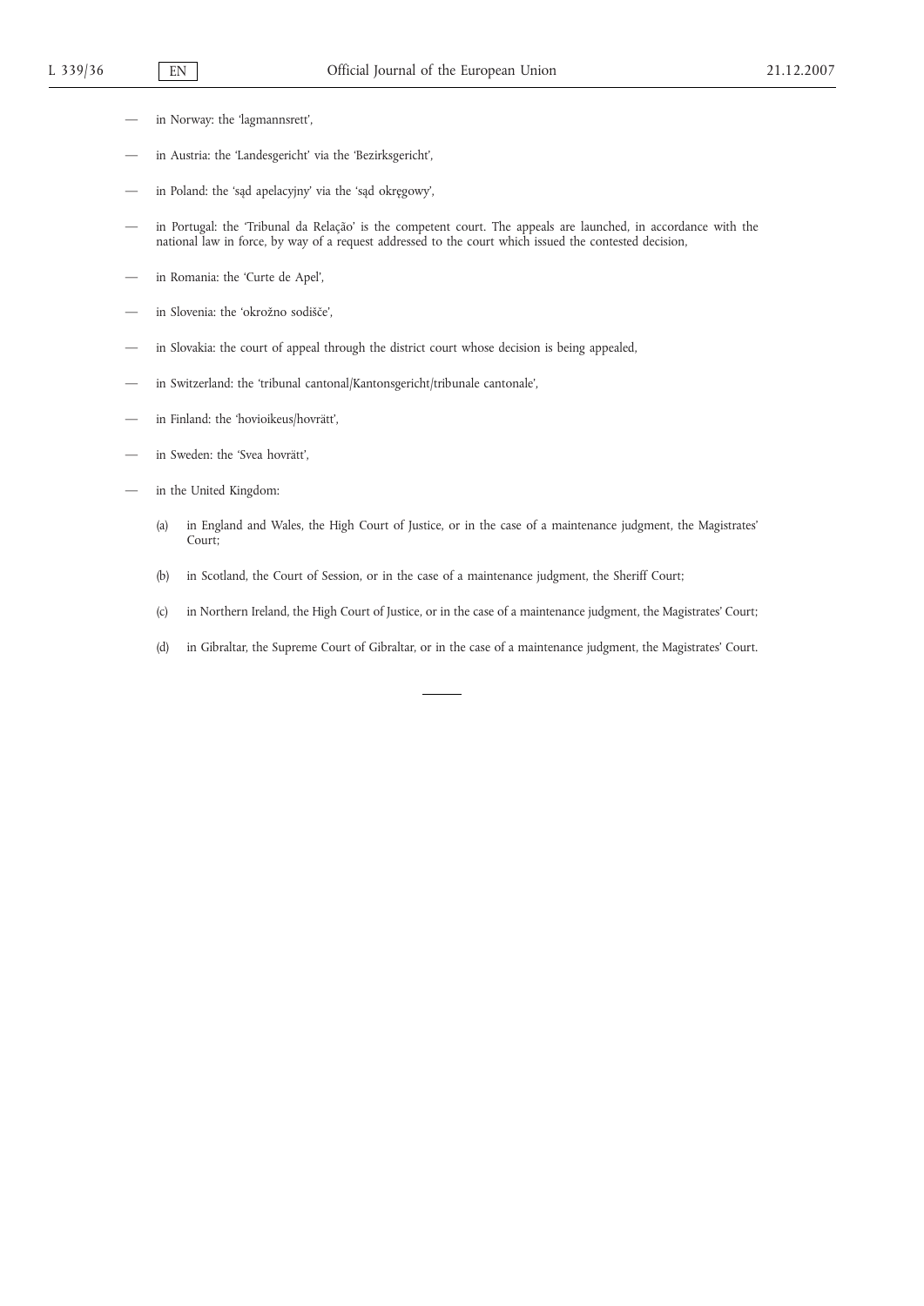- in Norway: the 'lagmannsrett',
- in Austria: the 'Landesgericht' via the 'Bezirksgericht',
- in Poland: the 'sąd apelacyjny' via the 'sąd okręgowy',
- in Portugal: the 'Tribunal da Relação' is the competent court. The appeals are launched, in accordance with the national law in force, by way of a request addressed to the court which issued the contested decision,
- in Romania: the 'Curte de Apel',
- in Slovenia: the 'okrožno sodišče',
- in Slovakia: the court of appeal through the district court whose decision is being appealed,
- in Switzerland: the 'tribunal cantonal/Kantonsgericht/tribunale cantonale',
- in Finland: the 'hovioikeus/hovrätt',
- in Sweden: the 'Svea hovrätt',
- in the United Kingdom:

  (a) in England and Wales, the High Court of Justice, or in the case of a maintenance judgment, the Magistrates' Court;

  (b) in Scotland, the Court of Session, or in the case of a maintenance judgment, the Sheriff Court;

  (c) in Northern Ireland, the High Court of Justice, or in the case of a maintenance judgment, the Magistrates' Court;

  (d) in Gibraltar, the Supreme Court of Gibraltar, or in the case of a maintenance judgment, the Magistrates' Court.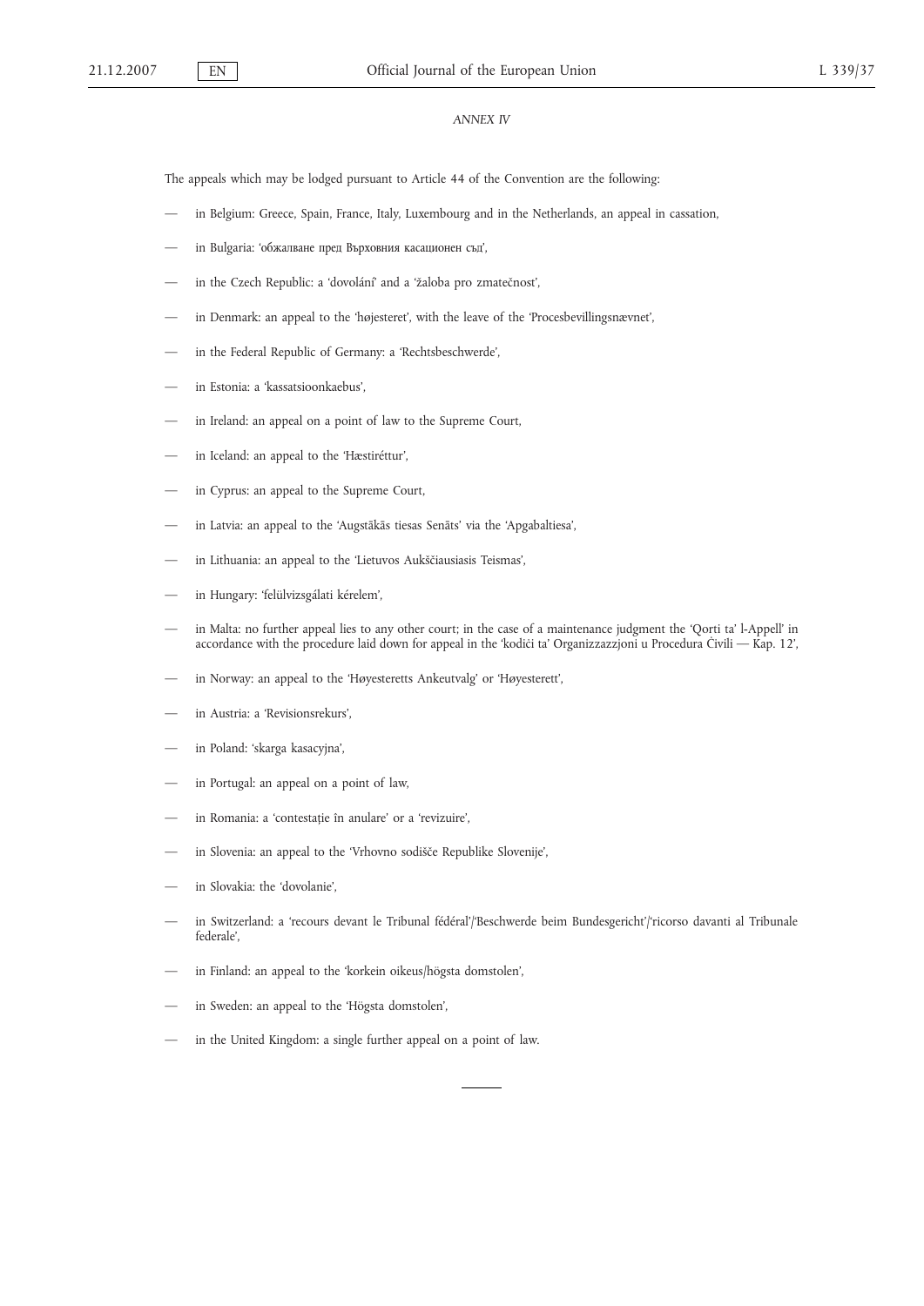*ANNEX IV*

The appeals which may be lodged pursuant to Article 44 of the Convention are the following:

- in Belgium: Greece, Spain, France, Italy, Luxembourg and in the Netherlands, an appeal in cassation,
- in Bulgaria: 'обжалване пред Върховния касационен съд',
- in the Czech Republic: a 'dovolání' and a 'žaloba pro zmatečnost',
- in Denmark: an appeal to the 'højesteret', with the leave of the 'Procesbevillingsnævnet',
- in the Federal Republic of Germany: a 'Rechtsbeschwerde',
- in Estonia: a 'kassatsioonkaebus',
- in Ireland: an appeal on a point of law to the Supreme Court,
- in Iceland: an appeal to the 'Hæstiréttur',
- in Cyprus: an appeal to the Supreme Court,
- in Latvia: an appeal to the 'Augstākās tiesas Senāts' via the 'Apgabaltiesa',
- in Lithuania: an appeal to the 'Lietuvos Aukščiausiasis Teismas',
- in Hungary: 'felülvizsgálati kérelem',
- in Malta: no further appeal lies to any other court; in the case of a maintenance judgment the 'Qorti ta' l-Appell' in accordance with the procedure laid down for appeal in the 'kodiċi ta' Organizzazzjoni u Procedura Ċivili — Kap. 12',
- in Norway: an appeal to the 'Høyesteretts Ankeutvalg' or 'Høyesterett',
- in Austria: a 'Revisionsrekurs',
- in Poland: 'skarga kasacyjna',
- in Portugal: an appeal on a point of law,
- in Romania: a 'contestație în anulare' or a 'revizuire',
- in Slovenia: an appeal to the 'Vrhovno sodišče Republike Slovenije',
- in Slovakia: the 'dovolanie',
- in Switzerland: a 'recours devant le Tribunal fédéral'/'Beschwerde beim Bundesgericht'/'ricorso davanti al Tribunale federale',
- in Finland: an appeal to the 'korkein oikeus/högsta domstolen',
- in Sweden: an appeal to the 'Högsta domstolen',
- in the United Kingdom: a single further appeal on a point of law.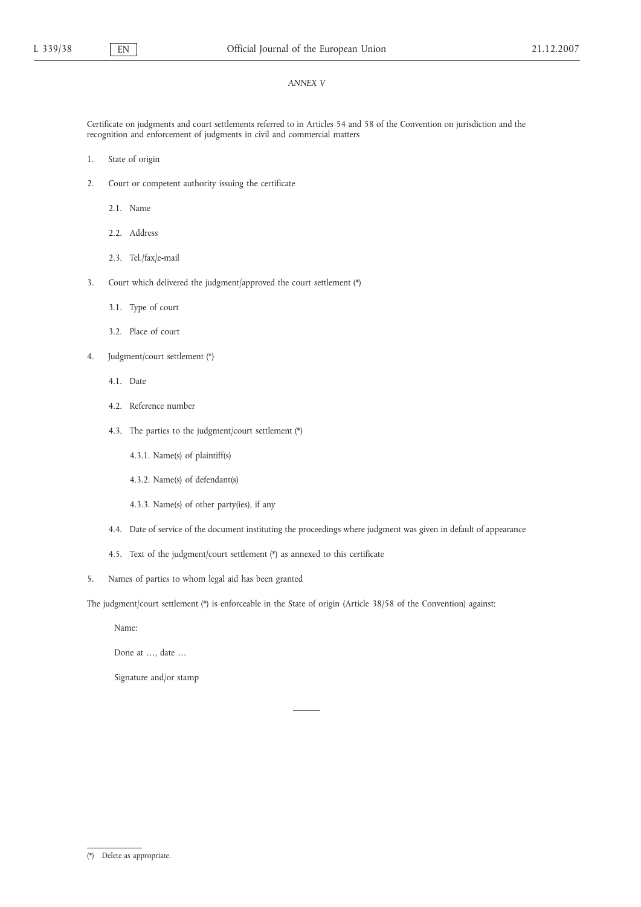*ANNEX V*

Certificate on judgments and court settlements referred to in Articles 54 and 58 of the Convention on jurisdiction and the recognition and enforcement of judgments in civil and commercial matters

1. State of origin

2. Court or competent authority issuing the certificate

   2.1. Name

   2.2. Address

   2.3. Tel./fax/e-mail

3. Court which delivered the judgment/approved the court settlement (*)

   3.1. Type of court

   3.2. Place of court

4. Judgment/court settlement (*)

   4.1. Date

   4.2. Reference number

   4.3. The parties to the judgment/court settlement (*)

      4.3.1. Name(s) of plaintiff(s)

      4.3.2. Name(s) of defendant(s)

      4.3.3. Name(s) of other party(ies), if any

   4.4. Date of service of the document instituting the proceedings where judgment was given in default of appearance

   4.5. Text of the judgment/court settlement (*) as annexed to this certificate

5. Names of parties to whom legal aid has been granted

The judgment/court settlement (*) is enforceable in the State of origin (Article 38/58 of the Convention) against:

Name:

Done at …, date …

Signature and/or stamp

---

(*) Delete as appropriate.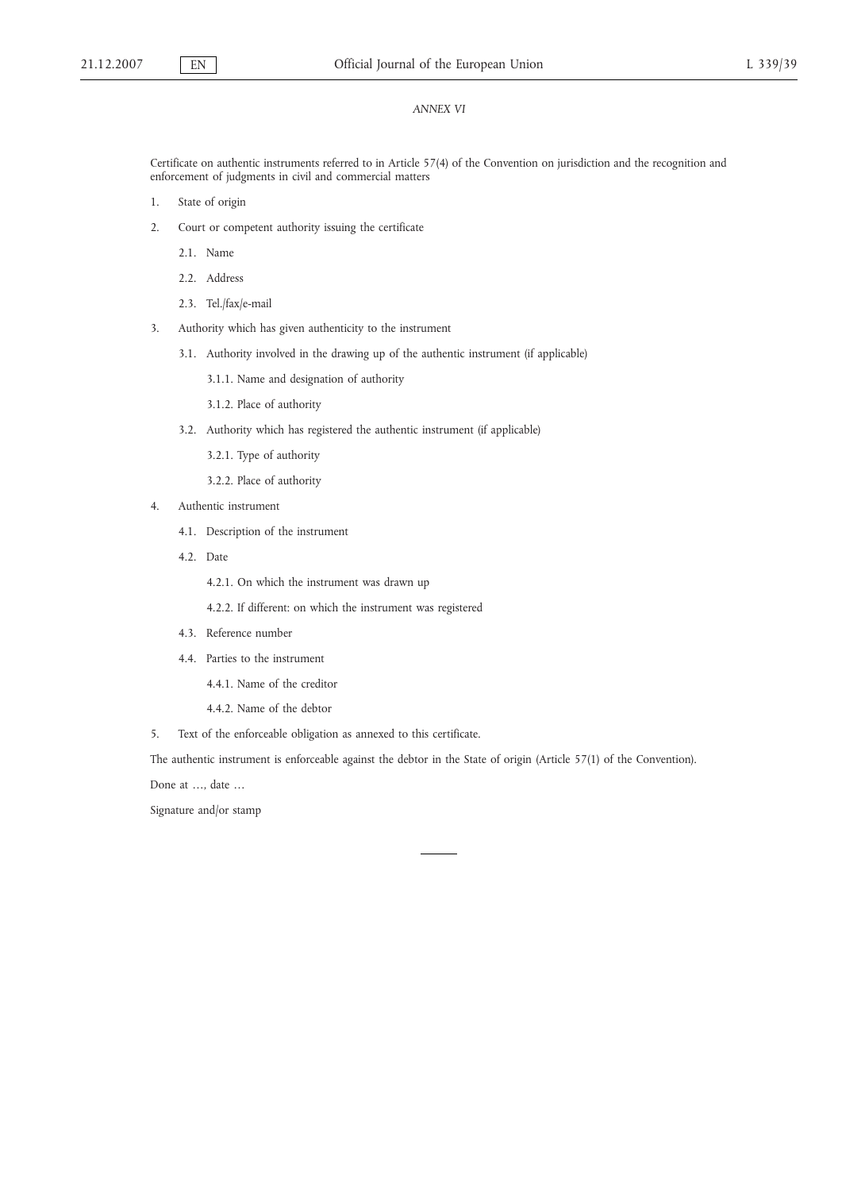*ANNEX VI*

Certificate on authentic instruments referred to in Article 57(4) of the Convention on jurisdiction and the recognition and enforcement of judgments in civil and commercial matters

1. State of origin

2. Court or competent authority issuing the certificate

   2.1. Name

   2.2. Address

   2.3. Tel./fax/e-mail

3. Authority which has given authenticity to the instrument

   3.1. Authority involved in the drawing up of the authentic instrument (if applicable)

      3.1.1. Name and designation of authority

      3.1.2. Place of authority

   3.2. Authority which has registered the authentic instrument (if applicable)

      3.2.1. Type of authority

      3.2.2. Place of authority

4. Authentic instrument

   4.1. Description of the instrument

   4.2. Date

      4.2.1. On which the instrument was drawn up

      4.2.2. If different: on which the instrument was registered

   4.3. Reference number

   4.4. Parties to the instrument

      4.4.1. Name of the creditor

      4.4.2. Name of the debtor

5. Text of the enforceable obligation as annexed to this certificate.

The authentic instrument is enforceable against the debtor in the State of origin (Article 57(1) of the Convention).

Done at …, date …

Signature and/or stamp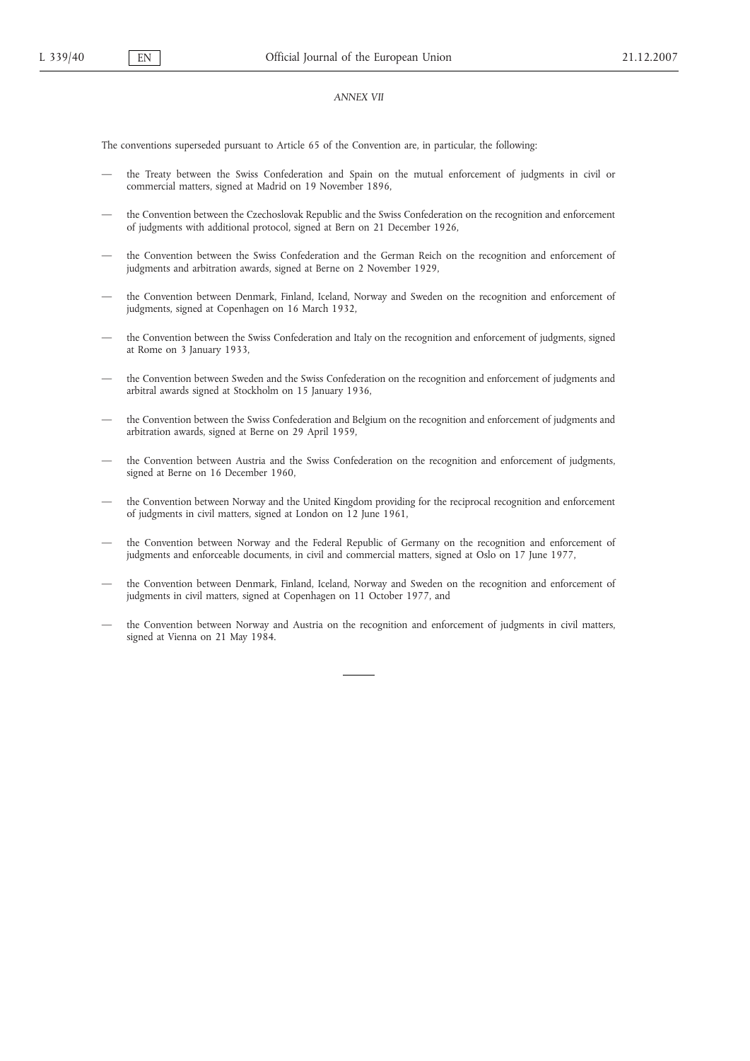*ANNEX VII*

The conventions superseded pursuant to Article 65 of the Convention are, in particular, the following:

- the Treaty between the Swiss Confederation and Spain on the mutual enforcement of judgments in civil or commercial matters, signed at Madrid on 19 November 1896,
- the Convention between the Czechoslovak Republic and the Swiss Confederation on the recognition and enforcement of judgments with additional protocol, signed at Bern on 21 December 1926,
- the Convention between the Swiss Confederation and the German Reich on the recognition and enforcement of judgments and arbitration awards, signed at Berne on 2 November 1929,
- the Convention between Denmark, Finland, Iceland, Norway and Sweden on the recognition and enforcement of judgments, signed at Copenhagen on 16 March 1932,
- the Convention between the Swiss Confederation and Italy on the recognition and enforcement of judgments, signed at Rome on 3 January 1933,
- the Convention between Sweden and the Swiss Confederation on the recognition and enforcement of judgments and arbitral awards signed at Stockholm on 15 January 1936,
- the Convention between the Swiss Confederation and Belgium on the recognition and enforcement of judgments and arbitration awards, signed at Berne on 29 April 1959,
- the Convention between Austria and the Swiss Confederation on the recognition and enforcement of judgments, signed at Berne on 16 December 1960,
- the Convention between Norway and the United Kingdom providing for the reciprocal recognition and enforcement of judgments in civil matters, signed at London on 12 June 1961,
- the Convention between Norway and the Federal Republic of Germany on the recognition and enforcement of judgments and enforceable documents, in civil and commercial matters, signed at Oslo on 17 June 1977,
- the Convention between Denmark, Finland, Iceland, Norway and Sweden on the recognition and enforcement of judgments in civil matters, signed at Copenhagen on 11 October 1977, and
- the Convention between Norway and Austria on the recognition and enforcement of judgments in civil matters, signed at Vienna on 21 May 1984.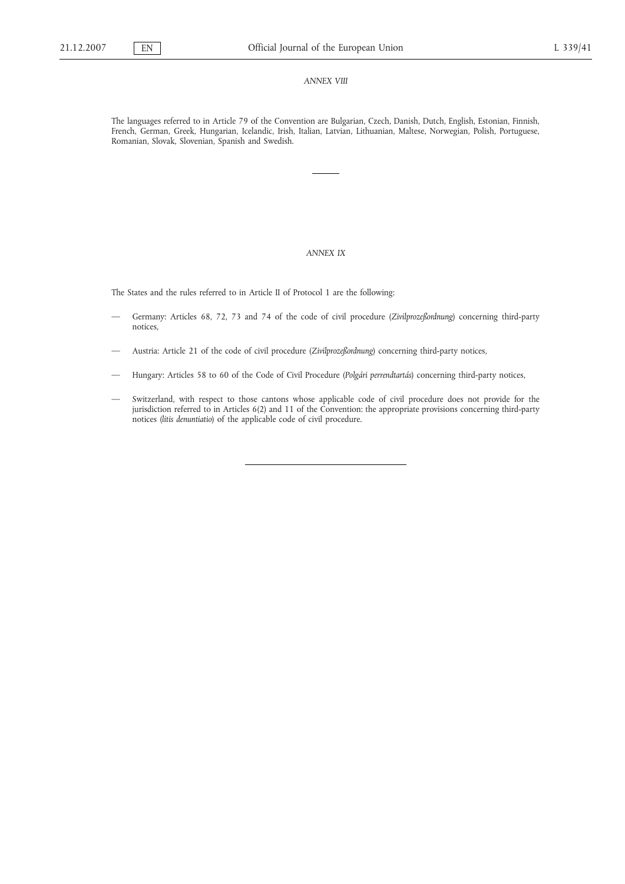*ANNEX VIII*

The languages referred to in Article 79 of the Convention are Bulgarian, Czech, Danish, Dutch, English, Estonian, Finnish, French, German, Greek, Hungarian, Icelandic, Irish, Italian, Latvian, Lithuanian, Maltese, Norwegian, Polish, Portuguese, Romanian, Slovak, Slovenian, Spanish and Swedish.

*ANNEX IX*

The States and the rules referred to in Article II of Protocol 1 are the following:

— Germany: Articles 68, 72, 73 and 74 of the code of civil procedure (*Zivilprozeßordnung*) concerning third-party notices,

— Austria: Article 21 of the code of civil procedure (*Zivilprozeßordnung*) concerning third-party notices,

— Hungary: Articles 58 to 60 of the Code of Civil Procedure (*Polgári perrendtartás*) concerning third-party notices,

— Switzerland, with respect to those cantons whose applicable code of civil procedure does not provide for the jurisdiction referred to in Articles 6(2) and 11 of the Convention: the appropriate provisions concerning third-party notices (*litis denuntiatio*) of the applicable code of civil procedure.